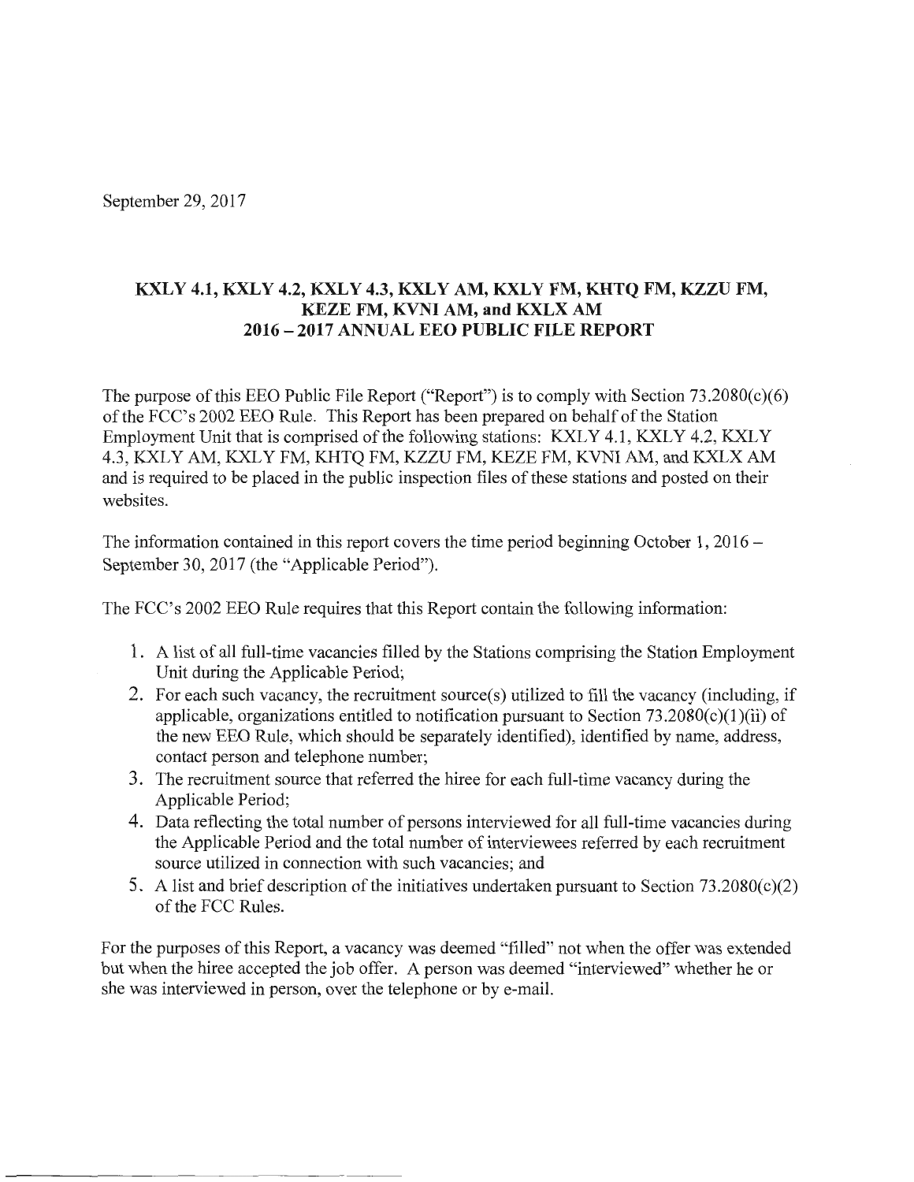September 29, 2017

**KXLY 4.1, KXLY 4.2, KXLY 4.3, KXLY AM, KXLY FM, KHTQ FM, KZZU FM, KEZE FM, KVNI AM, and KXLX AM**
**2016 – 2017 ANNUAL EEO PUBLIC FILE REPORT**

The purpose of this EEO Public File Report ("Report") is to comply with Section 73.2080(c)(6) of the FCC's 2002 EEO Rule. This Report has been prepared on behalf of the Station Employment Unit that is comprised of the following stations: KXLY 4.1, KXLY 4.2, KXLY 4.3, KXLY AM, KXLY FM, KHTQ FM, KZZU FM, KEZE FM, KVNI AM, and KXLX AM and is required to be placed in the public inspection files of these stations and posted on their websites.

The information contained in this report covers the time period beginning October 1, 2016 – September 30, 2017 (the "Applicable Period").

The FCC's 2002 EEO Rule requires that this Report contain the following information:

1. A list of all full-time vacancies filled by the Stations comprising the Station Employment Unit during the Applicable Period;
2. For each such vacancy, the recruitment source(s) utilized to fill the vacancy (including, if applicable, organizations entitled to notification pursuant to Section 73.2080(c)(1)(ii) of the new EEO Rule, which should be separately identified), identified by name, address, contact person and telephone number;
3. The recruitment source that referred the hiree for each full-time vacancy during the Applicable Period;
4. Data reflecting the total number of persons interviewed for all full-time vacancies during the Applicable Period and the total number of interviewees referred by each recruitment source utilized in connection with such vacancies; and
5. A list and brief description of the initiatives undertaken pursuant to Section 73.2080(c)(2) of the FCC Rules.

For the purposes of this Report, a vacancy was deemed "filled" not when the offer was extended but when the hiree accepted the job offer. A person was deemed "interviewed" whether he or she was interviewed in person, over the telephone or by e-mail.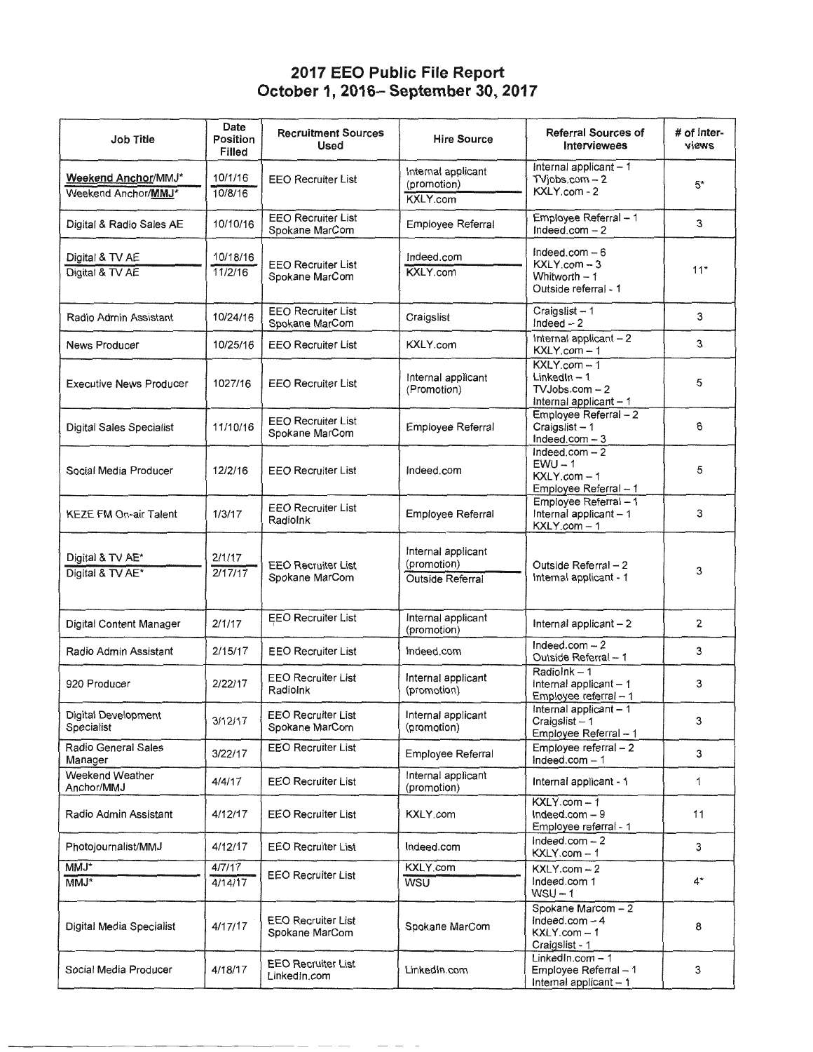# 2017 EEO Public File Report
## October 1, 2016– September 30, 2017

| Job Title | Date Position Filled | Recruitment Sources Used | Hire Source | Referral Sources of Interviewees | # of Inter-views |
|---|---|---|---|---|---|
| **Weekend Anchor**/MMJ*<br>Weekend Anchor/**MMJ*** | 10/1/16<br>10/8/16 | EEO Recruiter List | Internal applicant (promotion)<br>KXLY.com | Internal applicant – 1<br>TVjobs.com – 2<br>KXLY.com - 2 | 5* |
| Digital & Radio Sales AE | 10/10/16 | EEO Recruiter List<br>Spokane MarCom | Employee Referral | Employee Referral – 1<br>Indeed.com – 2 | 3 |
| Digital & TV AE<br>Digital & TV AE | 10/18/16<br>11/2/16 | EEO Recruiter List<br>Spokane MarCom | Indeed.com<br>KXLY.com | Indeed.com – 6<br>KXLY.com – 3<br>Whitworth – 1<br>Outside referral - 1 | 11* |
| Radio Admin Assistant | 10/24/16 | EEO Recruiter List<br>Spokane MarCom | Craigslist | Craigslist – 1<br>Indeed – 2 | 3 |
| News Producer | 10/25/16 | EEO Recruiter List | KXLY.com | Internal applicant – 2<br>KXLY.com – 1 | 3 |
| Executive News Producer | 1027/16 | EEO Recruiter List | Internal applicant (Promotion) | KXLY.com – 1<br>LinkedIn – 1<br>TVJobs.com – 2<br>Internal applicant – 1 | 5 |
| Digital Sales Specialist | 11/10/16 | EEO Recruiter List<br>Spokane MarCom | Employee Referral | Employee Referral – 2<br>Craigslist – 1<br>Indeed.com – 3 | 6 |
| Social Media Producer | 12/2/16 | EEO Recruiter List | Indeed.com | Indeed.com – 2<br>EWU – 1<br>KXLY.com – 1<br>Employee Referral – 1 | 5 |
| KEZE FM On-air Talent | 1/3/17 | EEO Recruiter List<br>RadioInk | Employee Referral | Employee Referral – 1<br>Internal applicant – 1<br>KXLY.com – 1 | 3 |
| Digital & TV AE*<br>Digital & TV AE* | 2/1/17<br>2/17/17 | EEO Recruiter List<br>Spokane MarCom | Internal applicant (promotion)<br>Outside Referral | Outside Referral – 2<br>Internal applicant - 1 | 3 |
| Digital Content Manager | 2/1/17 | EEO Recruiter List | Internal applicant (promotion) | Internal applicant – 2 | 2 |
| Radio Admin Assistant | 2/15/17 | EEO Recruiter List | Indeed.com | Indeed.com – 2<br>Outside Referral – 1 | 3 |
| 920 Producer | 2/22/17 | EEO Recruiter List<br>RadioInk | Internal applicant (promotion) | RadioInk – 1<br>Internal applicant – 1<br>Employee referral – 1 | 3 |
| Digital Development Specialist | 3/12/17 | EEO Recruiter List<br>Spokane MarCom | Internal applicant (promotion) | Internal applicant – 1<br>Craigslist – 1<br>Employee Referral – 1 | 3 |
| Radio General Sales Manager | 3/22/17 | EEO Recruiter List | Employee Referral | Employee referral – 2<br>Indeed.com – 1 | 3 |
| Weekend Weather Anchor/MMJ | 4/4/17 | EEO Recruiter List | Internal applicant (promotion) | Internal applicant - 1 | 1 |
| Radio Admin Assistant | 4/12/17 | EEO Recruiter List | KXLY.com | KXLY.com – 1<br>Indeed.com – 9<br>Employee referral - 1 | 11 |
| Photojournalist/MMJ | 4/12/17 | EEO Recruiter List | Indeed.com | Indeed.com – 2<br>KXLY.com – 1 | 3 |
| MMJ*<br>MMJ* | 4/7/17<br>4/14/17 | EEO Recruiter List | KXLY.com<br>WSU | KXLY.com – 2<br>Indeed.com 1<br>WSU – 1 | 4* |
| Digital Media Specialist | 4/17/17 | EEO Recruiter List<br>Spokane MarCom | Spokane MarCom | Spokane Marcom – 2<br>Indeed.com – 4<br>KXLY.com – 1<br>Craigslist - 1 | 8 |
| Social Media Producer | 4/18/17 | EEO Recruiter List<br>LinkedIn.com | LinkedIn.com | LinkedIn.com – 1<br>Employee Referral – 1<br>Internal applicant – 1 | 3 |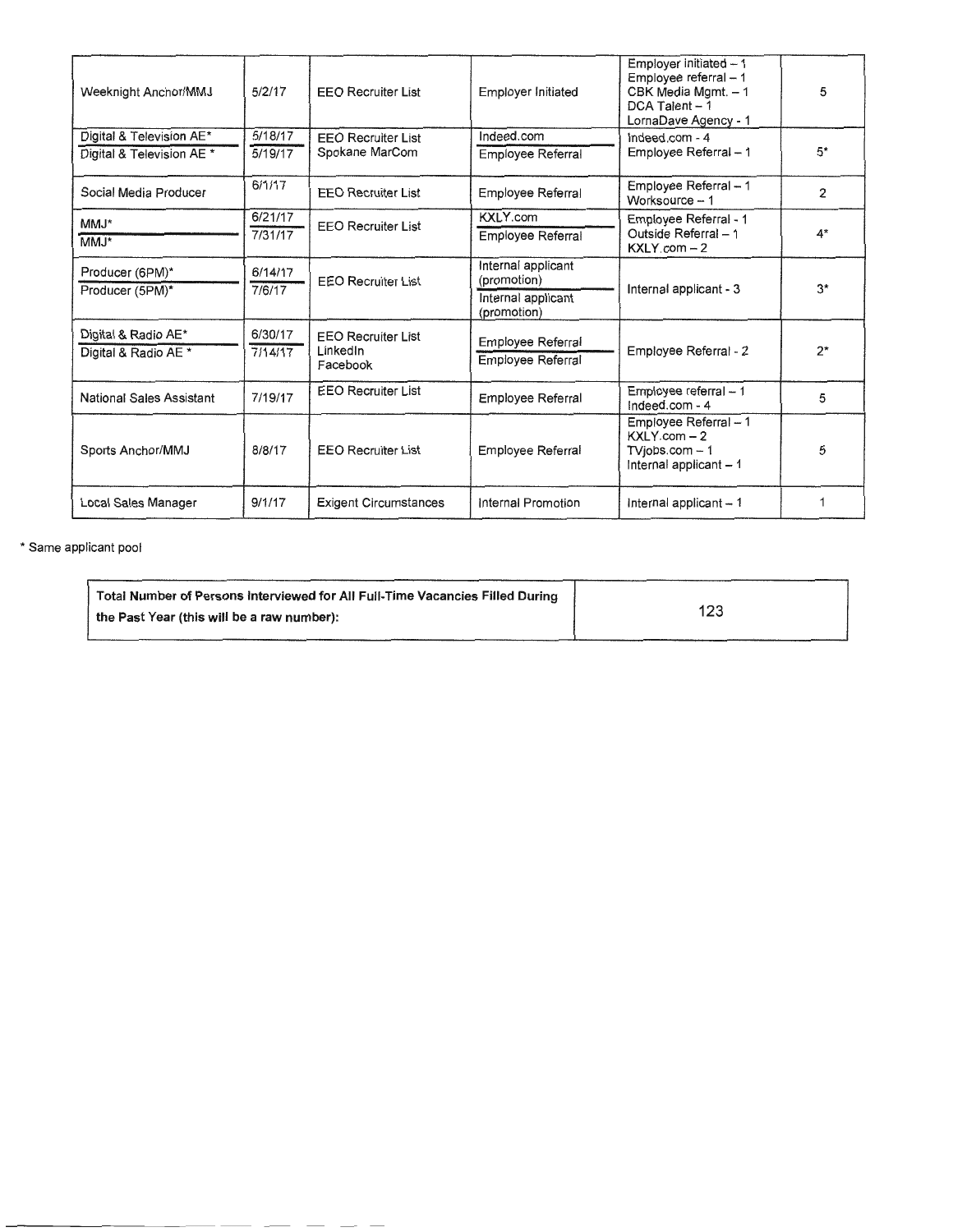| | | | | | |
|---|---|---|---|---|---|
| Weeknight Anchor/MMJ | 5/2/17 | EEO Recruiter List | Employer Initiated | Employer Initiated – 1<br>Employee referral – 1<br>CBK Media Mgmt. – 1<br>DCA Talent – 1<br>LornaDave Agency - 1 | 5 |
| Digital & Television AE*<br>Digital & Television AE * | 5/18/17<br>5/19/17 | EEO Recruiter List<br>Spokane MarCom | Indeed.com<br>Employee Referral | Indeed.com - 4<br>Employee Referral – 1 | 5* |
| Social Media Producer | 6/1/17 | EEO Recruiter List | Employee Referral | Employee Referral – 1<br>Worksource – 1 | 2 |
| MMJ*<br>MMJ* | 6/21/17<br>7/31/17 | EEO Recruiter List | KXLY.com<br>Employee Referral | Employee Referral - 1<br>Outside Referral – 1<br>KXLY.com – 2 | 4* |
| Producer (6PM)*<br>Producer (5PM)* | 6/14/17<br>7/6/17 | EEO Recruiter List | Internal applicant (promotion)<br>Internal applicant (promotion) | Internal applicant - 3 | 3* |
| Digital & Radio AE*<br>Digital & Radio AE * | 6/30/17<br>7/14/17 | EEO Recruiter List<br>LinkedIn<br>Facebook | Employee Referral<br>Employee Referral | Employee Referral - 2 | 2* |
| National Sales Assistant | 7/19/17 | EEO Recruiter List | Employee Referral | Employee referral – 1<br>Indeed.com - 4 | 5 |
| Sports Anchor/MMJ | 8/8/17 | EEO Recruiter List | Employee Referral | Employee Referral – 1<br>KXLY.com – 2<br>TVjobs.com – 1<br>Internal applicant – 1 | 5 |
| Local Sales Manager | 9/1/17 | Exigent Circumstances | Internal Promotion | Internal applicant – 1 | 1 |

* Same applicant pool

| | |
|---|---|
| **Total Number of Persons Interviewed for All Full-Time Vacancies Filled During the Past Year (this will be a raw number):** | 123 |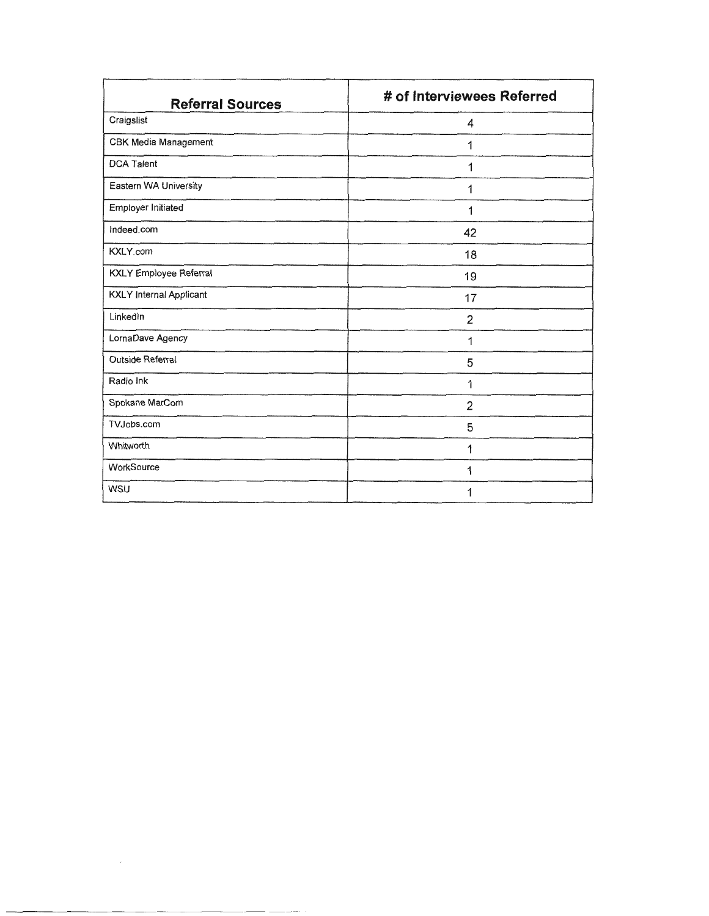| Referral Sources | # of Interviewees Referred |
| --- | --- |
| Craigslist | 4 |
| CBK Media Management | 1 |
| DCA Talent | 1 |
| Eastern WA University | 1 |
| Employer Initiated | 1 |
| Indeed.com | 42 |
| KXLY.com | 18 |
| KXLY Employee Referral | 19 |
| KXLY Internal Applicant | 17 |
| LinkedIn | 2 |
| LornaDave Agency | 1 |
| Outside Referral | 5 |
| Radio Ink | 1 |
| Spokane MarCom | 2 |
| TVJobs.com | 5 |
| Whitworth | 1 |
| WorkSource | 1 |
| WSU | 1 |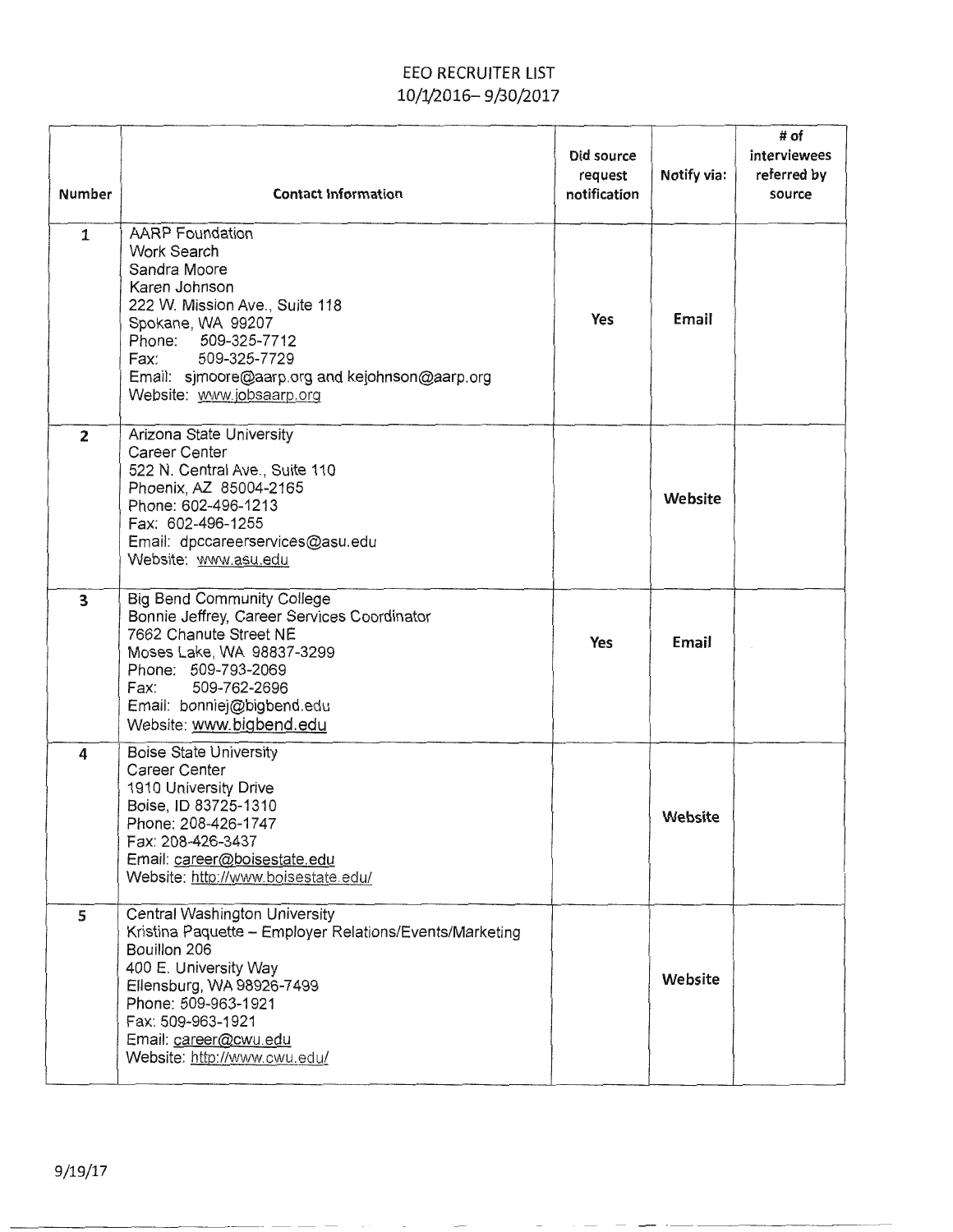# EEO RECRUITER LIST
## 10/1/2016– 9/30/2017

| Number | Contact Information | Did source request notification | Notify via: | # of interviewees referred by source |
|---|---|---|---|---|
| 1 | AARP Foundation<br>Work Search<br>Sandra Moore<br>Karen Johnson<br>222 W. Mission Ave., Suite 118<br>Spokane, WA 99207<br>Phone: 509-325-7712<br>Fax: 509-325-7729<br>Email: sjmoore@aarp.org and kejohnson@aarp.org<br>Website: www.jobsaarp.org | Yes | Email | |
| 2 | Arizona State University<br>Career Center<br>522 N. Central Ave., Suite 110<br>Phoenix, AZ 85004-2165<br>Phone: 602-496-1213<br>Fax: 602-496-1255<br>Email: dpccareerservices@asu.edu<br>Website: www.asu.edu | | Website | |
| 3 | Big Bend Community College<br>Bonnie Jeffrey, Career Services Coordinator<br>7662 Chanute Street NE<br>Moses Lake, WA 98837-3299<br>Phone: 509-793-2069<br>Fax: 509-762-2696<br>Email: bonniej@bigbend.edu<br>Website: www.bigbend.edu | Yes | Email | |
| 4 | Boise State University<br>Career Center<br>1910 University Drive<br>Boise, ID 83725-1310<br>Phone: 208-426-1747<br>Fax: 208-426-3437<br>Email: career@boisestate.edu<br>Website: http://www.boisestate.edu/ | | Website | |
| 5 | Central Washington University<br>Kristina Paquette – Employer Relations/Events/Marketing<br>Bouillon 206<br>400 E. University Way<br>Ellensburg, WA 98926-7499<br>Phone: 509-963-1921<br>Fax: 509-963-1921<br>Email: career@cwu.edu<br>Website: http://www.cwu.edu/ | | Website | |

9/19/17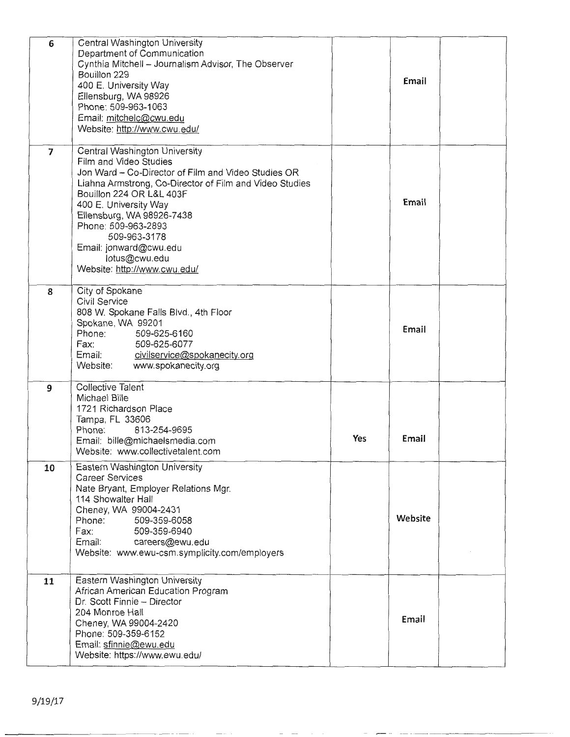| | | | | |
|---|---|---|---|---|
| 6 | Central Washington University<br>Department of Communication<br>Cynthia Mitchell – Journalism Advisor, The Observer<br>Bouillon 229<br>400 E. University Way<br>Ellensburg, WA 98926<br>Phone: 509-963-1063<br>Email: mitchelc@cwu.edu<br>Website: http://www.cwu.edu/ | | **Email** | |
| 7 | Central Washington University<br>Film and Video Studies<br>Jon Ward – Co-Director of Film and Video Studies OR<br>Liahna Armstrong, Co-Director of Film and Video Studies<br>Bouillon 224 OR L&L 403F<br>400 E. University Way<br>Ellensburg, WA 98926-7438<br>Phone: 509-963-2893<br>509-963-3178<br>Email: jonward@cwu.edu<br>lotus@cwu.edu<br>Website: http://www.cwu.edu/ | | **Email** | |
| 8 | City of Spokane<br>Civil Service<br>808 W. Spokane Falls Blvd., 4th Floor<br>Spokane, WA 99201<br>Phone: 509-625-6160<br>Fax: 509-625-6077<br>Email: civilservice@spokanecity.org<br>Website: www.spokanecity.org | | **Email** | |
| 9 | Collective Talent<br>Michael Bille<br>1721 Richardson Place<br>Tampa, FL 33606<br>Phone: 813-254-9695<br>Email: bille@michaelsmedia.com<br>Website: www.collectivetalent.com | **Yes** | **Email** | |
| 10 | Eastern Washington University<br>Career Services<br>Nate Bryant, Employer Relations Mgr.<br>114 Showalter Hall<br>Cheney, WA 99004-2431<br>Phone: 509-359-6058<br>Fax: 509-359-6940<br>Email: careers@ewu.edu<br>Website: www.ewu-csm.symplicity.com/employers | | **Website** | |
| 11 | Eastern Washington University<br>African American Education Program<br>Dr. Scott Finnie – Director<br>204 Monroe Hall<br>Cheney, WA 99004-2420<br>Phone: 509-359-6152<br>Email: sfinnie@ewu.edu<br>Website: https://www.ewu.edu/ | | **Email** | |

9/19/17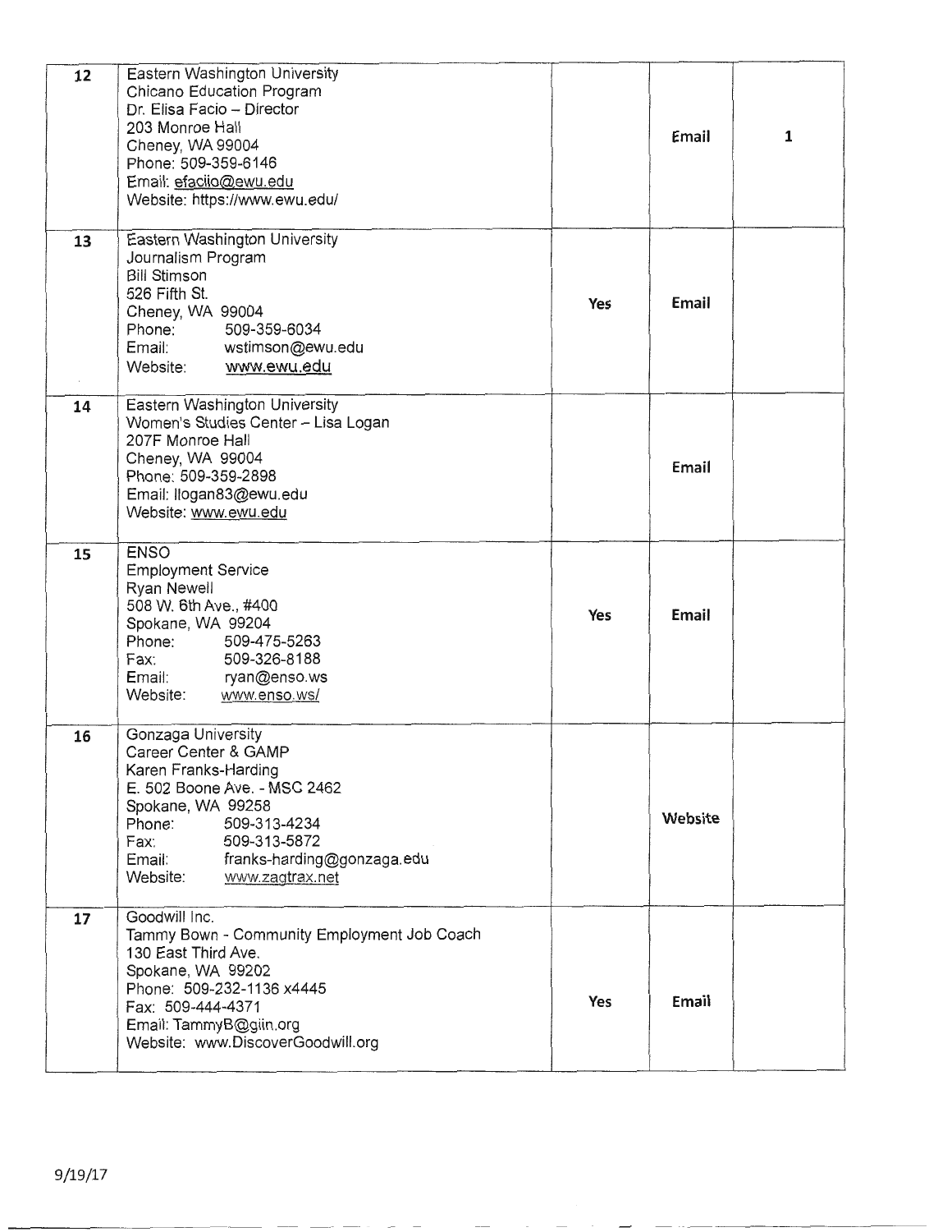| | | | | |
|---|---|---|---|---|
| 12 | Eastern Washington University<br>Chicano Education Program<br>Dr. Elisa Facio – Director<br>203 Monroe Hall<br>Cheney, WA 99004<br>Phone: 509-359-6146<br>Email: efaciio@ewu.edu<br>Website: https://www.ewu.edu/ | | Email | 1 |
| 13 | Eastern Washington University<br>Journalism Program<br>Bill Stimson<br>526 Fifth St.<br>Cheney, WA 99004<br>Phone: 509-359-6034<br>Email: wstimson@ewu.edu<br>Website: www.ewu.edu | Yes | Email | |
| 14 | Eastern Washington University<br>Women's Studies Center – Lisa Logan<br>207F Monroe Hall<br>Cheney, WA 99004<br>Phone: 509-359-2898<br>Email: llogan83@ewu.edu<br>Website: www.ewu.edu | | Email | |
| 15 | ENSO<br>Employment Service<br>Ryan Newell<br>508 W. 6th Ave., #400<br>Spokane, WA 99204<br>Phone: 509-475-5263<br>Fax: 509-326-8188<br>Email: ryan@enso.ws<br>Website: www.enso.ws/ | Yes | Email | |
| 16 | Gonzaga University<br>Career Center & GAMP<br>Karen Franks-Harding<br>E. 502 Boone Ave. - MSC 2462<br>Spokane, WA 99258<br>Phone: 509-313-4234<br>Fax: 509-313-5872<br>Email: franks-harding@gonzaga.edu<br>Website: www.zagtrax.net | | Website | |
| 17 | Goodwill Inc.<br>Tammy Bown - Community Employment Job Coach<br>130 East Third Ave.<br>Spokane, WA 99202<br>Phone: 509-232-1136 x4445<br>Fax: 509-444-4371<br>Email: TammyB@giin.org<br>Website: www.DiscoverGoodwill.org | Yes | Email | |

9/19/17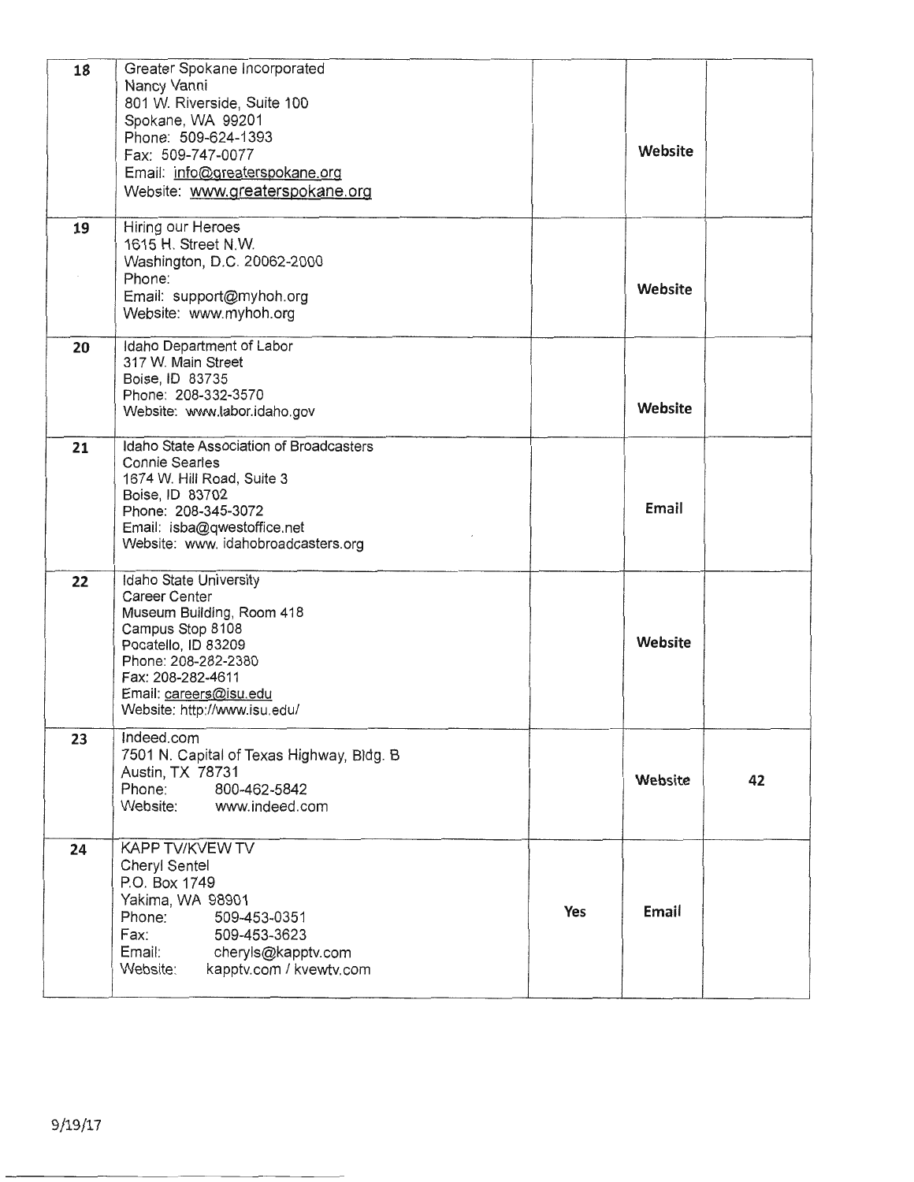| | | | | |
|---|---|---|---|---|
| 18 | Greater Spokane Incorporated<br>Nancy Vanni<br>801 W. Riverside, Suite 100<br>Spokane, WA 99201<br>Phone: 509-624-1393<br>Fax: 509-747-0077<br>Email: info@greaterspokane.org<br>Website: www.greaterspokane.org | | **Website** | |
| 19 | Hiring our Heroes<br>1615 H. Street N.W.<br>Washington, D.C. 20062-2000<br>Phone:<br>Email: support@myhoh.org<br>Website: www.myhoh.org | | **Website** | |
| 20 | Idaho Department of Labor<br>317 W. Main Street<br>Boise, ID 83735<br>Phone: 208-332-3570<br>Website: www.labor.idaho.gov | | **Website** | |
| 21 | Idaho State Association of Broadcasters<br>Connie Searles<br>1674 W. Hill Road, Suite 3<br>Boise, ID 83702<br>Phone: 208-345-3072<br>Email: isba@qwestoffice.net<br>Website: www. idahobroadcasters.org | | **Email** | |
| 22 | Idaho State University<br>Career Center<br>Museum Building, Room 418<br>Campus Stop 8108<br>Pocatello, ID 83209<br>Phone: 208-282-2380<br>Fax: 208-282-4611<br>Email: careers@isu.edu<br>Website: http://www.isu.edu/ | | **Website** | |
| 23 | Indeed.com<br>7501 N. Capital of Texas Highway, Bldg. B<br>Austin, TX 78731<br>Phone: 800-462-5842<br>Website: www.indeed.com | | **Website** | **42** |
| 24 | KAPP TV/KVEW TV<br>Cheryl Sentel<br>P.O. Box 1749<br>Yakima, WA 98901<br>Phone: 509-453-0351<br>Fax: 509-453-3623<br>Email: cheryls@kapptv.com<br>Website: kapptv.com / kvewtv.com | **Yes** | **Email** | |

9/19/17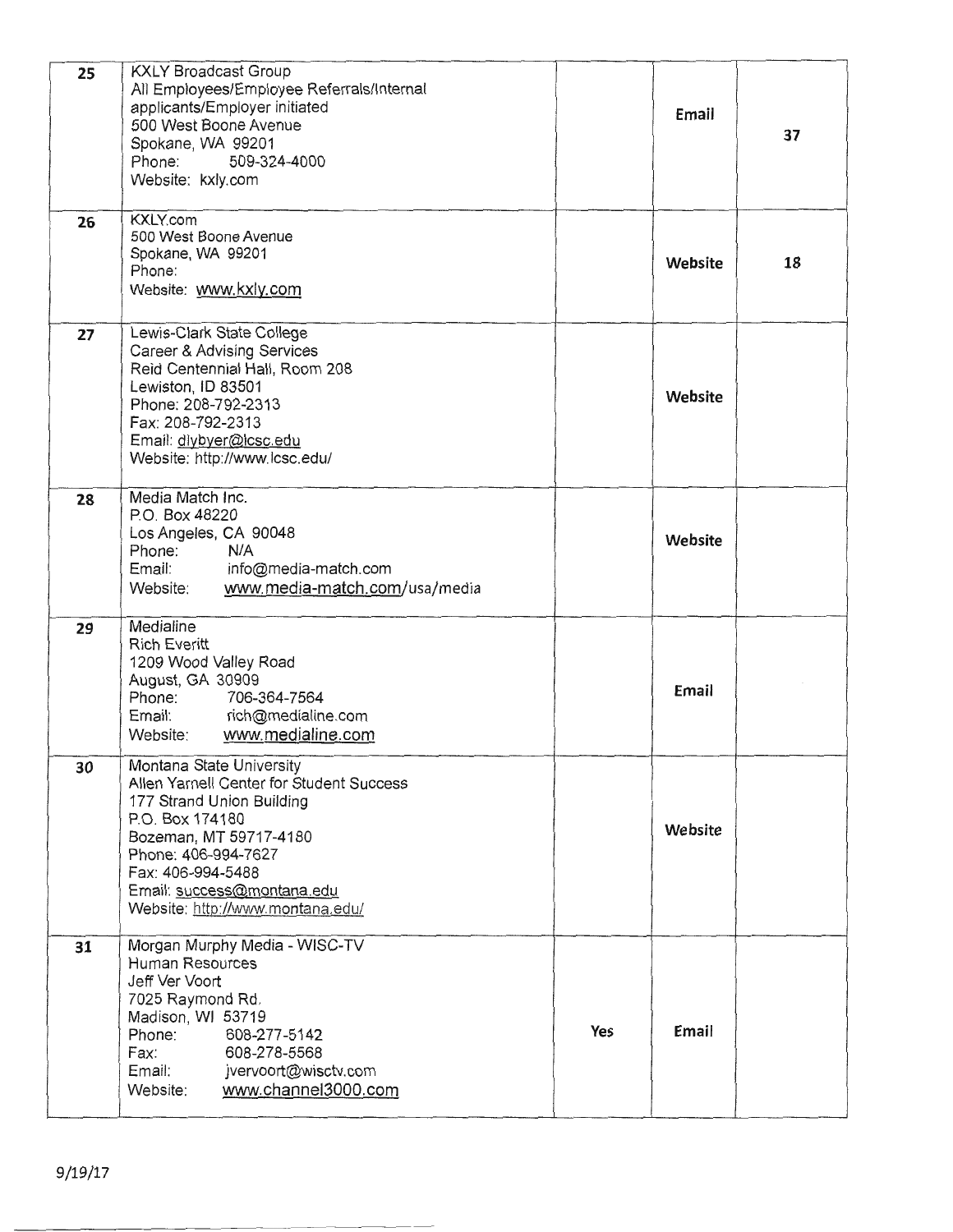| | | | | |
|---|---|---|---|---|
| 25 | KXLY Broadcast Group<br>All Employees/Employee Referrals/Internal applicants/Employer initiated<br>500 West Boone Avenue<br>Spokane, WA 99201<br>Phone: 509-324-4000<br>Website: kxly.com | | Email | 37 |
| 26 | KXLY.com<br>500 West Boone Avenue<br>Spokane, WA 99201<br>Phone:<br>Website: www.kxly.com | | Website | 18 |
| 27 | Lewis-Clark State College<br>Career & Advising Services<br>Reid Centennial Hall, Room 208<br>Lewiston, ID 83501<br>Phone: 208-792-2313<br>Fax: 208-792-2313<br>Email: dlybyer@lcsc.edu<br>Website: http://www.lcsc.edu/ | | Website | |
| 28 | Media Match Inc.<br>P.O. Box 48220<br>Los Angeles, CA 90048<br>Phone: N/A<br>Email: info@media-match.com<br>Website: www.media-match.com/usa/media | | Website | |
| 29 | Medialine<br>Rich Everitt<br>1209 Wood Valley Road<br>August, GA 30909<br>Phone: 706-364-7564<br>Email: rich@medialine.com<br>Website: www.medialine.com | | Email | |
| 30 | Montana State University<br>Allen Yarnell Center for Student Success<br>177 Strand Union Building<br>P.O. Box 174180<br>Bozeman, MT 59717-4180<br>Phone: 406-994-7627<br>Fax: 406-994-5488<br>Email: success@montana.edu<br>Website: http://www.montana.edu/ | | Website | |
| 31 | Morgan Murphy Media - WISC-TV<br>Human Resources<br>Jeff Ver Voort<br>7025 Raymond Rd.<br>Madison, WI 53719<br>Phone: 608-277-5142<br>Fax: 608-278-5568<br>Email: jvervoort@wisctv.com<br>Website: www.channel3000.com | Yes | Email | |

9/19/17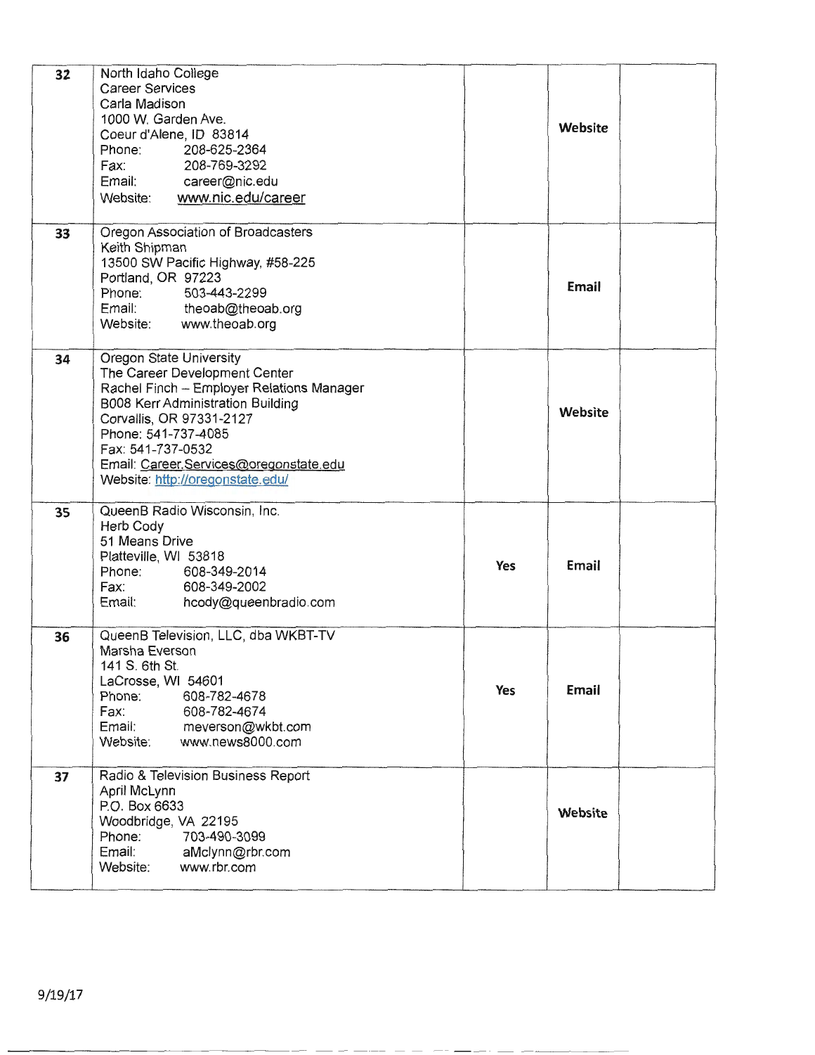| | | | | |
|---|---|---|---|---|
| 32 | North Idaho College<br>Career Services<br>Carla Madison<br>1000 W. Garden Ave.<br>Coeur d'Alene, ID 83814<br>Phone: 208-625-2364<br>Fax: 208-769-3292<br>Email: career@nic.edu<br>Website: www.nic.edu/career | | **Website** | |
| 33 | Oregon Association of Broadcasters<br>Keith Shipman<br>13500 SW Pacific Highway, #58-225<br>Portland, OR 97223<br>Phone: 503-443-2299<br>Email: theoab@theoab.org<br>Website: www.theoab.org | | **Email** | |
| 34 | Oregon State University<br>The Career Development Center<br>Rachel Finch – Employer Relations Manager<br>B008 Kerr Administration Building<br>Corvallis, OR 97331-2127<br>Phone: 541-737-4085<br>Fax: 541-737-0532<br>Email: Career.Services@oregonstate.edu<br>Website: http://oregonstate.edu/ | | **Website** | |
| 35 | QueenB Radio Wisconsin, Inc.<br>Herb Cody<br>51 Means Drive<br>Platteville, WI 53818<br>Phone: 608-349-2014<br>Fax: 608-349-2002<br>Email: hcody@queenbradio.com | **Yes** | **Email** | |
| 36 | QueenB Television, LLC, dba WKBT-TV<br>Marsha Everson<br>141 S. 6th St.<br>LaCrosse, WI 54601<br>Phone: 608-782-4678<br>Fax: 608-782-4674<br>Email: meverson@wkbt.com<br>Website: www.news8000.com | **Yes** | **Email** | |
| 37 | Radio & Television Business Report<br>April McLynn<br>P.O. Box 6633<br>Woodbridge, VA 22195<br>Phone: 703-490-3099<br>Email: aMclynn@rbr.com<br>Website: www.rbr.com | | **Website** | |

9/19/17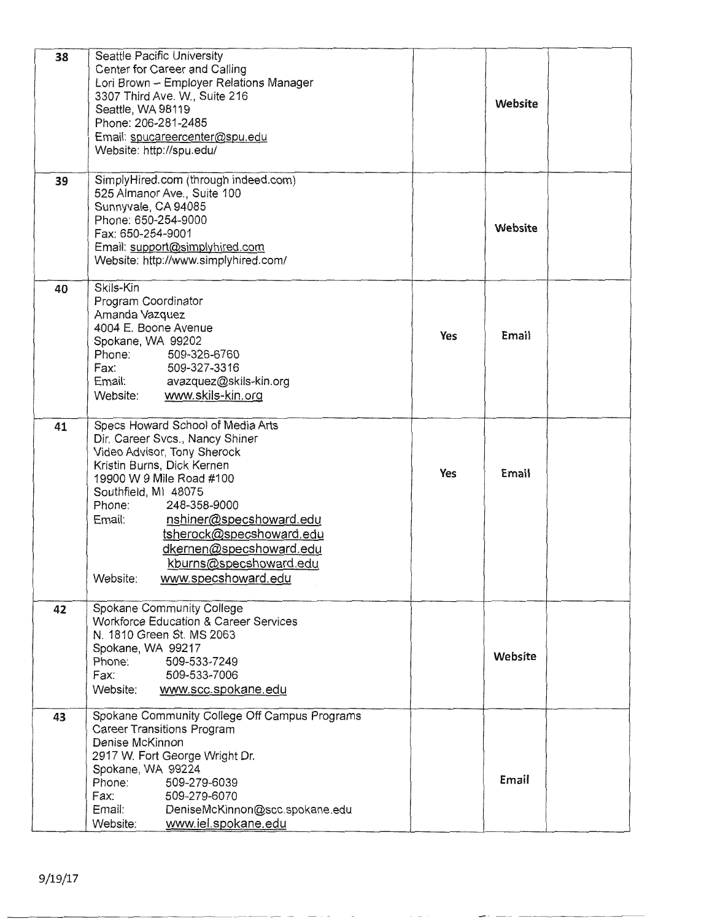| | | | | |
|---|---|---|---|---|
| 38 | Seattle Pacific University<br>Center for Career and Calling<br>Lori Brown – Employer Relations Manager<br>3307 Third Ave. W., Suite 216<br>Seattle, WA 98119<br>Phone: 206-281-2485<br>Email: spucareercenter@spu.edu<br>Website: http://spu.edu/ | | Website | |
| 39 | SimplyHired.com (through indeed.com)<br>525 Almanor Ave., Suite 100<br>Sunnyvale, CA 94085<br>Phone: 650-254-9000<br>Fax: 650-254-9001<br>Email: support@simplyhired.com<br>Website: http://www.simplyhired.com/ | | Website | |
| 40 | Skils-Kin<br>Program Coordinator<br>Amanda Vazquez<br>4004 E. Boone Avenue<br>Spokane, WA 99202<br>Phone: 509-326-6760<br>Fax: 509-327-3316<br>Email: avazquez@skils-kin.org<br>Website: www.skils-kin.org | Yes | Email | |
| 41 | Specs Howard School of Media Arts<br>Dir. Career Svcs., Nancy Shiner<br>Video Advisor, Tony Sherock<br>Kristin Burns, Dick Kernen<br>19900 W 9 Mile Road #100<br>Southfield, MI 48075<br>Phone: 248-358-9000<br>Email: nshiner@specshoward.edu<br>tsherock@specshoward.edu<br>dkernen@specshoward.edu<br>kburns@specshoward.edu<br>Website: www.specshoward.edu | Yes | Email | |
| 42 | Spokane Community College<br>Workforce Education & Career Services<br>N. 1810 Green St. MS 2063<br>Spokane, WA 99217<br>Phone: 509-533-7249<br>Fax: 509-533-7006<br>Website: www.scc.spokane.edu | | Website | |
| 43 | Spokane Community College Off Campus Programs<br>Career Transitions Program<br>Denise McKinnon<br>2917 W. Fort George Wright Dr.<br>Spokane, WA 99224<br>Phone: 509-279-6039<br>Fax: 509-279-6070<br>Email: DeniseMcKinnon@scc.spokane.edu<br>Website: www.iel.spokane.edu | | Email | |

9/19/17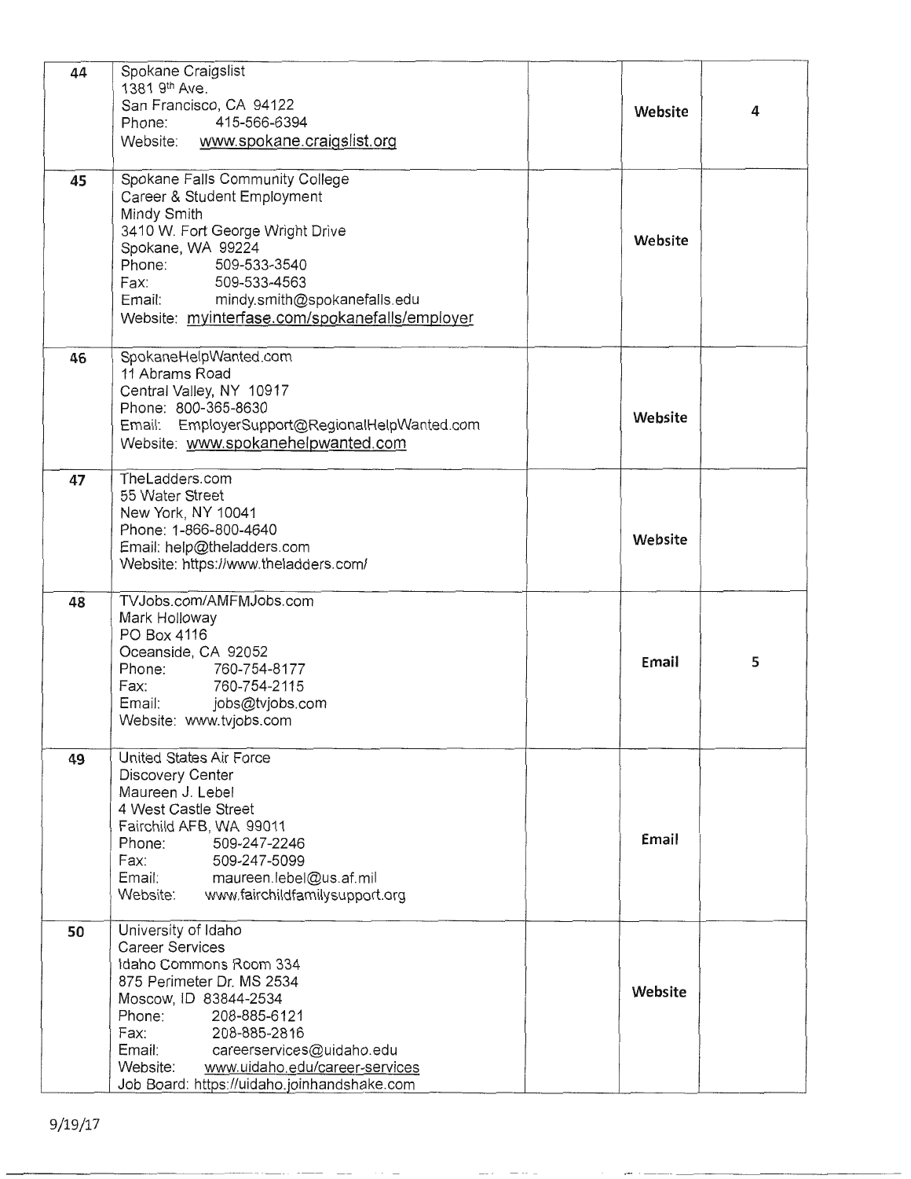| | | | | |
|---|---|---|---|---|
| 44 | Spokane Craigslist<br>1381 9th Ave.<br>San Francisco, CA 94122<br>Phone: 415-566-6394<br>Website: www.spokane.craigslist.org | | Website | 4 |
| 45 | Spokane Falls Community College<br>Career & Student Employment<br>Mindy Smith<br>3410 W. Fort George Wright Drive<br>Spokane, WA 99224<br>Phone: 509-533-3540<br>Fax: 509-533-4563<br>Email: mindy.smith@spokanefalls.edu<br>Website: myinterfase.com/spokanefalls/employer | | Website | |
| 46 | SpokaneHelpWanted.com<br>11 Abrams Road<br>Central Valley, NY 10917<br>Phone: 800-365-8630<br>Email: EmployerSupport@RegionalHelpWanted.com<br>Website: www.spokanehelpwanted.com | | Website | |
| 47 | TheLadders.com<br>55 Water Street<br>New York, NY 10041<br>Phone: 1-866-800-4640<br>Email: help@theladders.com<br>Website: https://www.theladders.com/ | | Website | |
| 48 | TVJobs.com/AMFMJobs.com<br>Mark Holloway<br>PO Box 4116<br>Oceanside, CA 92052<br>Phone: 760-754-8177<br>Fax: 760-754-2115<br>Email: jobs@tvjobs.com<br>Website: www.tvjobs.com | | Email | 5 |
| 49 | United States Air Force<br>Discovery Center<br>Maureen J. Lebel<br>4 West Castle Street<br>Fairchild AFB, WA 99011<br>Phone: 509-247-2246<br>Fax: 509-247-5099<br>Email: maureen.lebel@us.af.mil<br>Website: www.fairchildfamilysupport.org | | Email | |
| 50 | University of Idaho<br>Career Services<br>Idaho Commons Room 334<br>875 Perimeter Dr. MS 2534<br>Moscow, ID 83844-2534<br>Phone: 208-885-6121<br>Fax: 208-885-2816<br>Email: careerservices@uidaho.edu<br>Website: www.uidaho.edu/career-services<br>Job Board: https://uidaho.joinhandshake.com | | Website | |

9/19/17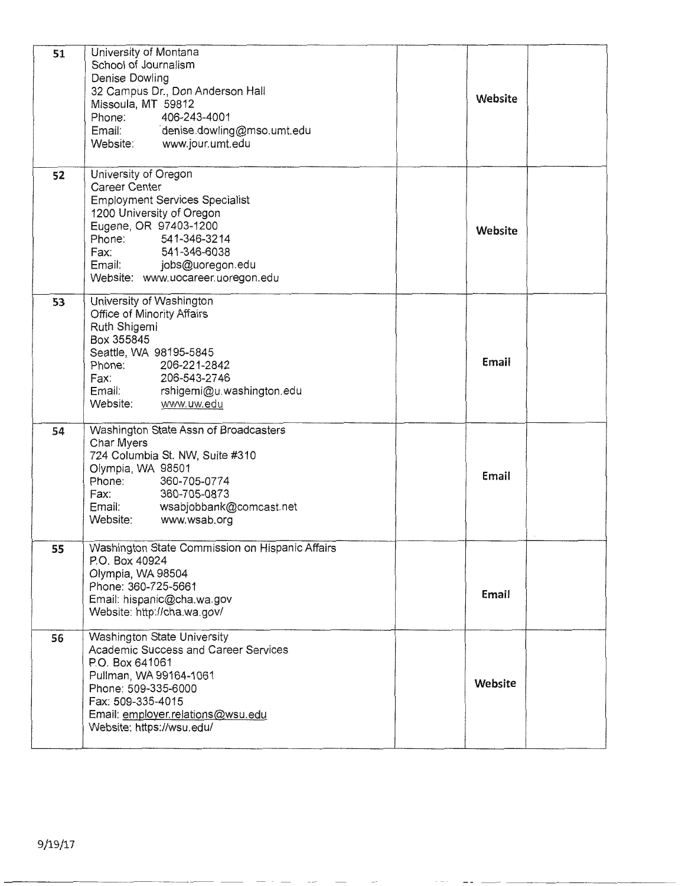| | | | | |
|---|---|---|---|---|
| 51 | University of Montana<br>School of Journalism<br>Denise Dowling<br>32 Campus Dr., Don Anderson Hall<br>Missoula, MT 59812<br>Phone: 406-243-4001<br>Email: denise.dowling@mso.umt.edu<br>Website: www.jour.umt.edu | | Website | |
| 52 | University of Oregon<br>Career Center<br>Employment Services Specialist<br>1200 University of Oregon<br>Eugene, OR 97403-1200<br>Phone: 541-346-3214<br>Fax: 541-346-6038<br>Email: jobs@uoregon.edu<br>Website: www.uocareer.uoregon.edu | | Website | |
| 53 | University of Washington<br>Office of Minority Affairs<br>Ruth Shigemi<br>Box 355845<br>Seattle, WA 98195-5845<br>Phone: 206-221-2842<br>Fax: 206-543-2746<br>Email: rshigemi@u.washington.edu<br>Website: www.uw.edu | | Email | |
| 54 | Washington State Assn of Broadcasters<br>Char Myers<br>724 Columbia St. NW, Suite #310<br>Olympia, WA 98501<br>Phone: 360-705-0774<br>Fax: 360-705-0873<br>Email: wsabjobbank@comcast.net<br>Website: www.wsab.org | | Email | |
| 55 | Washington State Commission on Hispanic Affairs<br>P.O. Box 40924<br>Olympia, WA 98504<br>Phone: 360-725-5661<br>Email: hispanic@cha.wa.gov<br>Website: http://cha.wa.gov/ | | Email | |
| 56 | Washington State University<br>Academic Success and Career Services<br>P.O. Box 641061<br>Pullman, WA 99164-1061<br>Phone: 509-335-6000<br>Fax: 509-335-4015<br>Email: employer.relations@wsu.edu<br>Website: https://wsu.edu/ | | Website | |

9/19/17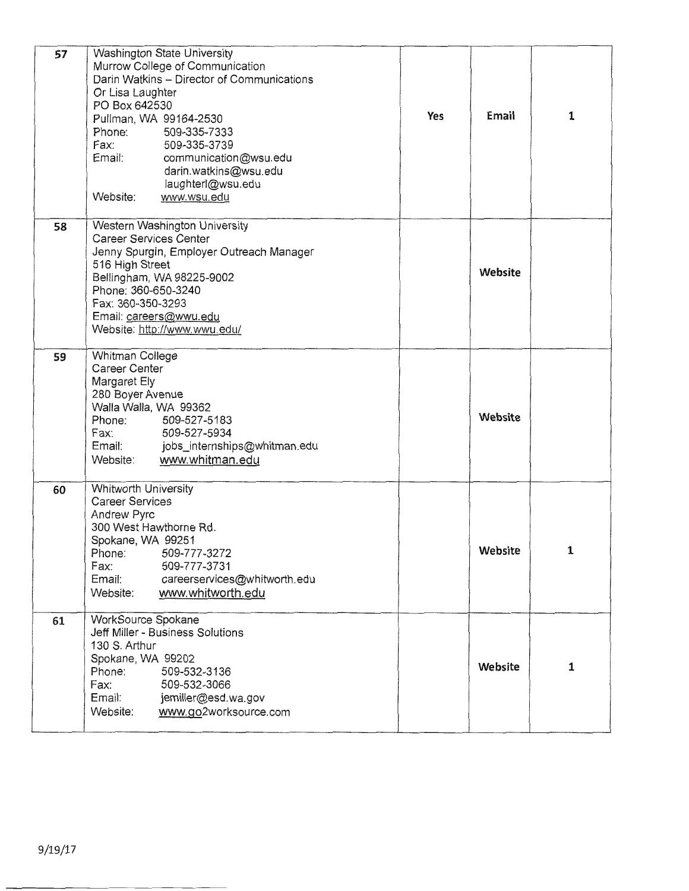| | | | | |
|---|---|---|---|---|
| 57 | Washington State University<br>Murrow College of Communication<br>Darin Watkins – Director of Communications<br>Or Lisa Laughter<br>PO Box 642530<br>Pullman, WA 99164-2530<br>Phone: 509-335-7333<br>Fax: 509-335-3739<br>Email: communication@wsu.edu<br>darin.watkins@wsu.edu<br>laughterl@wsu.edu<br>Website: www.wsu.edu | Yes | Email | 1 |
| 58 | Western Washington University<br>Career Services Center<br>Jenny Spurgin, Employer Outreach Manager<br>516 High Street<br>Bellingham, WA 98225-9002<br>Phone: 360-650-3240<br>Fax: 360-350-3293<br>Email: careers@wwu.edu<br>Website: http://www.wwu.edu/ | | Website | |
| 59 | Whitman College<br>Career Center<br>Margaret Ely<br>280 Boyer Avenue<br>Walla Walla, WA 99362<br>Phone: 509-527-5183<br>Fax: 509-527-5934<br>Email: jobs_internships@whitman.edu<br>Website: www.whitman.edu | | Website | |
| 60 | Whitworth University<br>Career Services<br>Andrew Pyrc<br>300 West Hawthorne Rd.<br>Spokane, WA 99251<br>Phone: 509-777-3272<br>Fax: 509-777-3731<br>Email: careerservices@whitworth.edu<br>Website: www.whitworth.edu | | Website | 1 |
| 61 | WorkSource Spokane<br>Jeff Miller - Business Solutions<br>130 S. Arthur<br>Spokane, WA 99202<br>Phone: 509-532-3136<br>Fax: 509-532-3066<br>Email: jemiller@esd.wa.gov<br>Website: www.go2worksource.com | | Website | 1 |

9/19/17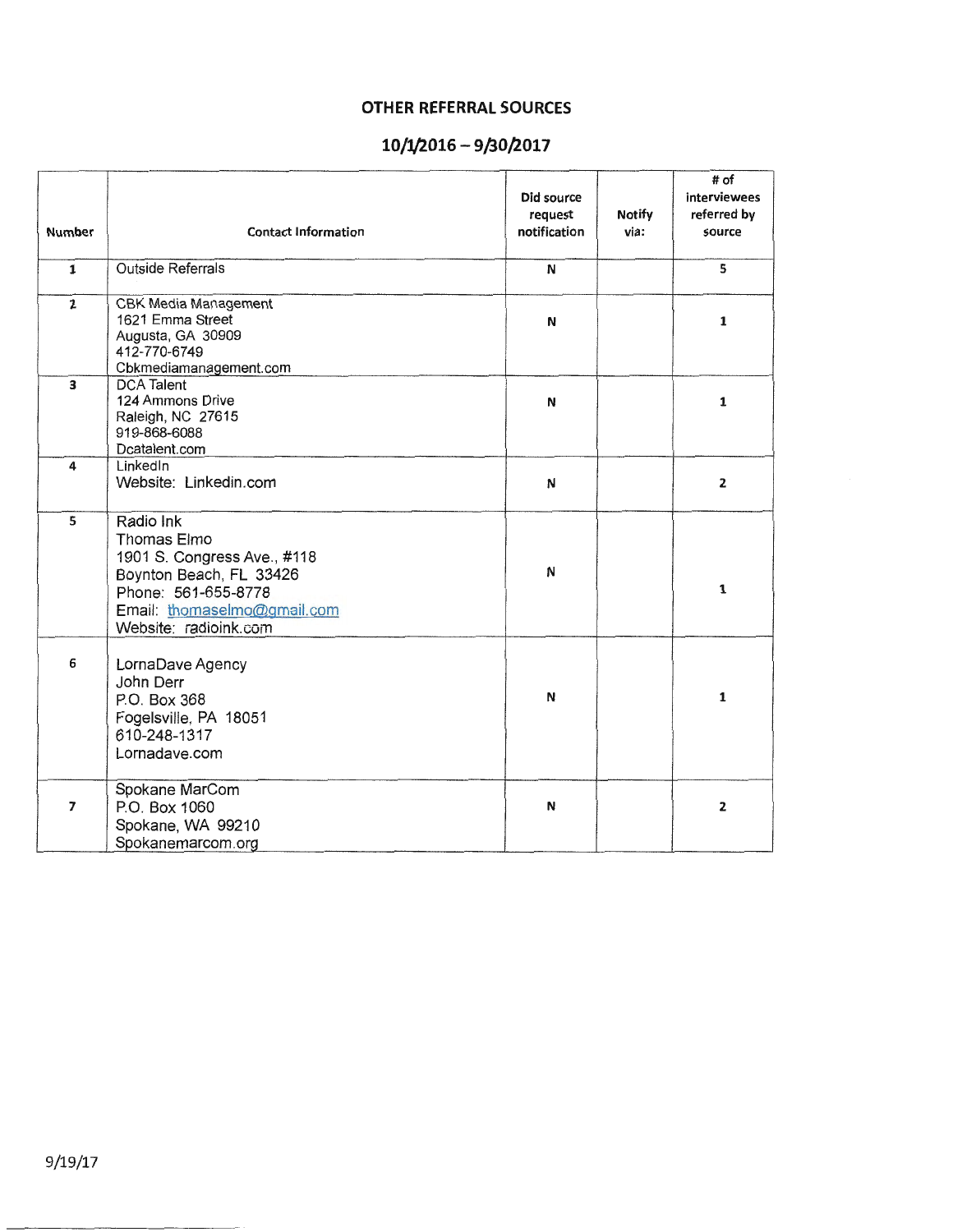## OTHER REFERRAL SOURCES

## 10/1/2016 – 9/30/2017

| Number | Contact Information | Did source request notification | Notify via: | # of interviewees referred by source |
|---|---|---|---|---|
| 1 | Outside Referrals | N | | 5 |
| 2 | CBK Media Management<br>1621 Emma Street<br>Augusta, GA 30909<br>412-770-6749<br>Cbkmediamanagement.com | N | | 1 |
| 3 | DCA Talent<br>124 Ammons Drive<br>Raleigh, NC 27615<br>919-868-6088<br>Dcatalent.com | N | | 1 |
| 4 | LinkedIn<br>Website: Linkedin.com | N | | 2 |
| 5 | Radio Ink<br>Thomas Elmo<br>1901 S. Congress Ave., #118<br>Boynton Beach, FL 33426<br>Phone: 561-655-8778<br>Email: thomaselmo@gmail.com<br>Website: radioink.com | N | | 1 |
| 6 | LornaDave Agency<br>John Derr<br>P.O. Box 368<br>Fogelsville, PA 18051<br>610-248-1317<br>Lornadave.com | N | | 1 |
| 7 | Spokane MarCom<br>P.O. Box 1060<br>Spokane, WA 99210<br>Spokanemarcom.org | N | | 2 |

9/19/17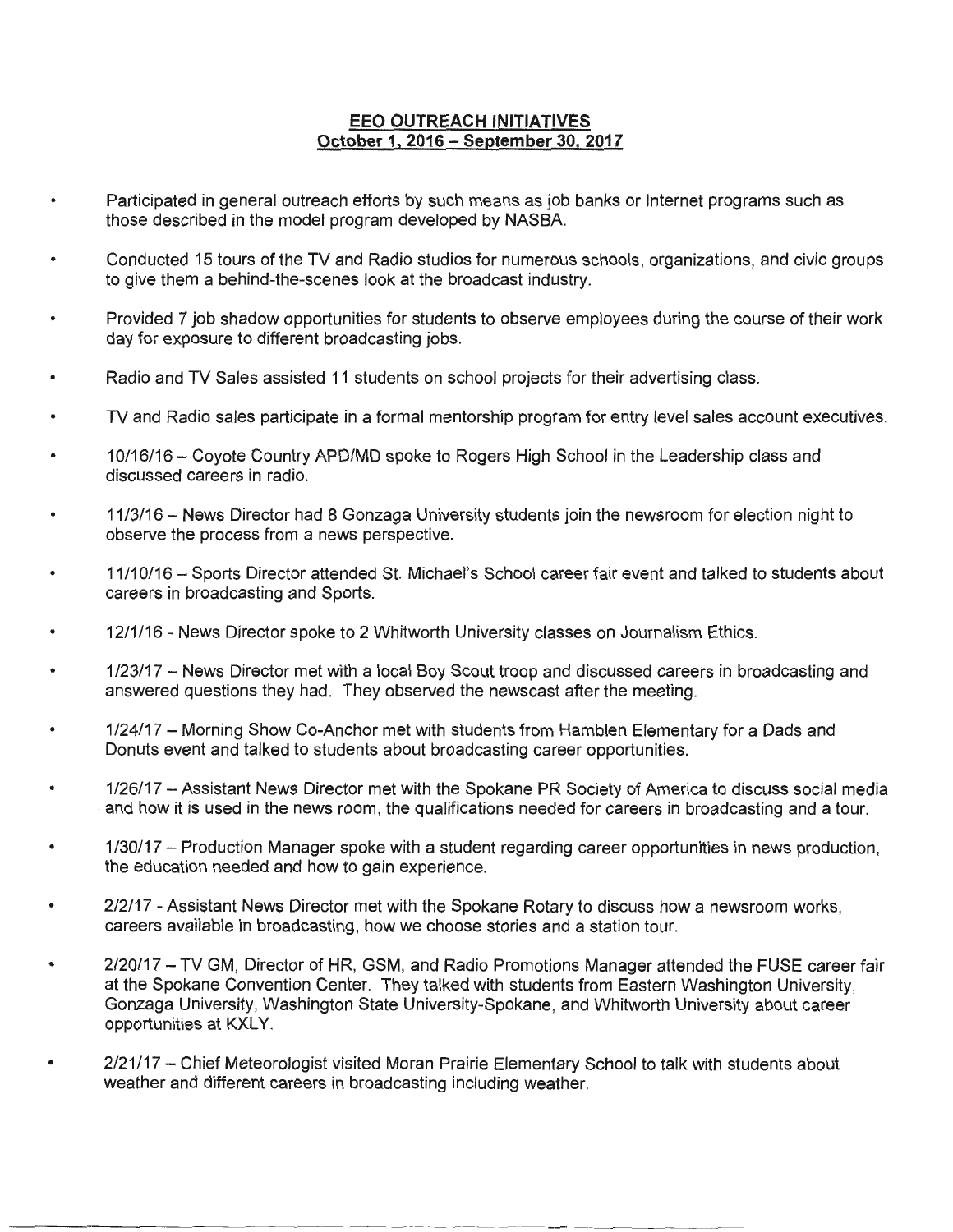**EEO OUTREACH INITIATIVES**
**October 1, 2016 – September 30, 2017**

- Participated in general outreach efforts by such means as job banks or Internet programs such as those described in the model program developed by NASBA.
- Conducted 15 tours of the TV and Radio studios for numerous schools, organizations, and civic groups to give them a behind-the-scenes look at the broadcast industry.
- Provided 7 job shadow opportunities for students to observe employees during the course of their work day for exposure to different broadcasting jobs.
- Radio and TV Sales assisted 11 students on school projects for their advertising class.
- TV and Radio sales participate in a formal mentorship program for entry level sales account executives.
- 10/16/16 – Coyote Country APD/MD spoke to Rogers High School in the Leadership class and discussed careers in radio.
- 11/3/16 – News Director had 8 Gonzaga University students join the newsroom for election night to observe the process from a news perspective.
- 11/10/16 – Sports Director attended St. Michael's School career fair event and talked to students about careers in broadcasting and Sports.
- 12/1/16 - News Director spoke to 2 Whitworth University classes on Journalism Ethics.
- 1/23/17 – News Director met with a local Boy Scout troop and discussed careers in broadcasting and answered questions they had. They observed the newscast after the meeting.
- 1/24/17 – Morning Show Co-Anchor met with students from Hamblen Elementary for a Dads and Donuts event and talked to students about broadcasting career opportunities.
- 1/26/17 – Assistant News Director met with the Spokane PR Society of America to discuss social media and how it is used in the news room, the qualifications needed for careers in broadcasting and a tour.
- 1/30/17 – Production Manager spoke with a student regarding career opportunities in news production, the education needed and how to gain experience.
- 2/2/17 - Assistant News Director met with the Spokane Rotary to discuss how a newsroom works, careers available in broadcasting, how we choose stories and a station tour.
- 2/20/17 – TV GM, Director of HR, GSM, and Radio Promotions Manager attended the FUSE career fair at the Spokane Convention Center. They talked with students from Eastern Washington University, Gonzaga University, Washington State University-Spokane, and Whitworth University about career opportunities at KXLY.
- 2/21/17 – Chief Meteorologist visited Moran Prairie Elementary School to talk with students about weather and different careers in broadcasting including weather.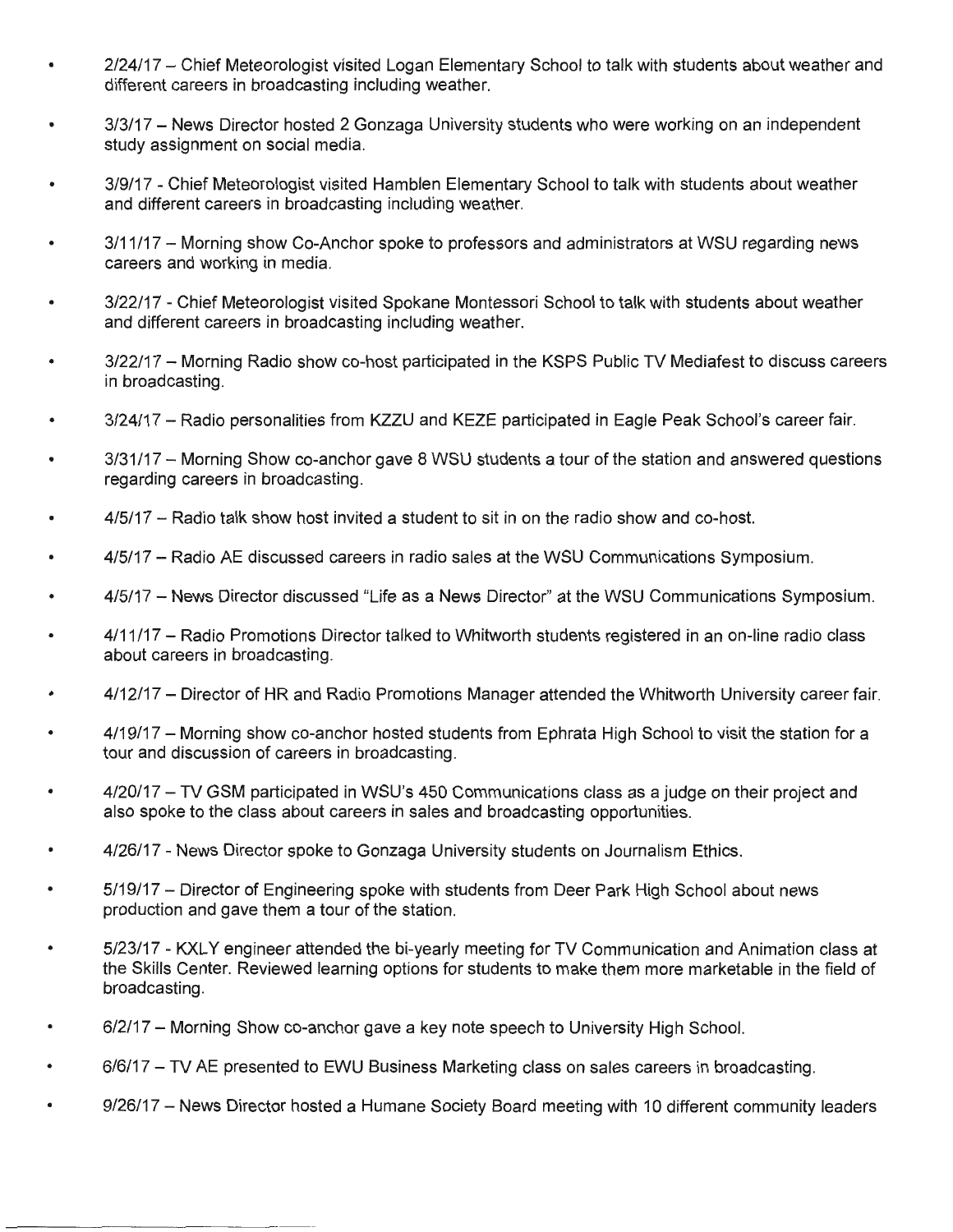- 2/24/17 – Chief Meteorologist visited Logan Elementary School to talk with students about weather and different careers in broadcasting including weather.
- 3/3/17 – News Director hosted 2 Gonzaga University students who were working on an independent study assignment on social media.
- 3/9/17 - Chief Meteorologist visited Hamblen Elementary School to talk with students about weather and different careers in broadcasting including weather.
- 3/11/17 – Morning show Co-Anchor spoke to professors and administrators at WSU regarding news careers and working in media.
- 3/22/17 - Chief Meteorologist visited Spokane Montessori School to talk with students about weather and different careers in broadcasting including weather.
- 3/22/17 – Morning Radio show co-host participated in the KSPS Public TV Mediafest to discuss careers in broadcasting.
- 3/24/17 – Radio personalities from KZZU and KEZE participated in Eagle Peak School's career fair.
- 3/31/17 – Morning Show co-anchor gave 8 WSU students a tour of the station and answered questions regarding careers in broadcasting.
- 4/5/17 – Radio talk show host invited a student to sit in on the radio show and co-host.
- 4/5/17 – Radio AE discussed careers in radio sales at the WSU Communications Symposium.
- 4/5/17 – News Director discussed "Life as a News Director" at the WSU Communications Symposium.
- 4/11/17 – Radio Promotions Director talked to Whitworth students registered in an on-line radio class about careers in broadcasting.
- 4/12/17 – Director of HR and Radio Promotions Manager attended the Whitworth University career fair.
- 4/19/17 – Morning show co-anchor hosted students from Ephrata High School to visit the station for a tour and discussion of careers in broadcasting.
- 4/20/17 – TV GSM participated in WSU's 450 Communications class as a judge on their project and also spoke to the class about careers in sales and broadcasting opportunities.
- 4/26/17 - News Director spoke to Gonzaga University students on Journalism Ethics.
- 5/19/17 – Director of Engineering spoke with students from Deer Park High School about news production and gave them a tour of the station.
- 5/23/17 - KXLY engineer attended the bi-yearly meeting for TV Communication and Animation class at the Skills Center. Reviewed learning options for students to make them more marketable in the field of broadcasting.
- 6/2/17 – Morning Show co-anchor gave a key note speech to University High School.
- 6/6/17 – TV AE presented to EWU Business Marketing class on sales careers in broadcasting.
- 9/26/17 – News Director hosted a Humane Society Board meeting with 10 different community leaders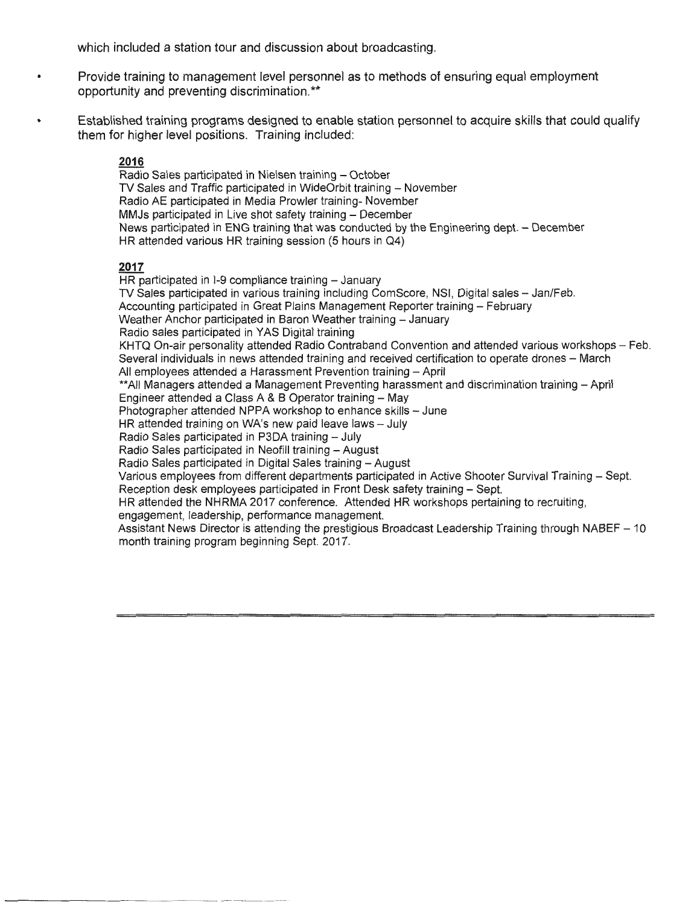which included a station tour and discussion about broadcasting.

- Provide training to management level personnel as to methods of ensuring equal employment opportunity and preventing discrimination.**

- Established training programs designed to enable station personnel to acquire skills that could qualify them for higher level positions. Training included:

  **2016**

  Radio Sales participated in Nielsen training – October
  TV Sales and Traffic participated in WideOrbit training – November
  Radio AE participated in Media Prowler training- November
  MMJs participated in Live shot safety training – December
  News participated in ENG training that was conducted by the Engineering dept. – December
  HR attended various HR training session (5 hours in Q4)

  **2017**

  HR participated in I-9 compliance training – January
  TV Sales participated in various training including ComScore, NSI, Digital sales – Jan/Feb.
  Accounting participated in Great Plains Management Reporter training – February
  Weather Anchor participated in Baron Weather training – January
  Radio sales participated in YAS Digital training
  KHTQ On-air personality attended Radio Contraband Convention and attended various workshops – Feb.
  Several individuals in news attended training and received certification to operate drones – March
  All employees attended a Harassment Prevention training – April
  **All Managers attended a Management Preventing harassment and discrimination training – April
  Engineer attended a Class A & B Operator training – May
  Photographer attended NPPA workshop to enhance skills – June
  HR attended training on WA's new paid leave laws – July
  Radio Sales participated in P3DA training – July
  Radio Sales participated in Neofill training – August
  Radio Sales participated in Digital Sales training – August
  Various employees from different departments participated in Active Shooter Survival Training – Sept.
  Reception desk employees participated in Front Desk safety training – Sept.
  HR attended the NHRMA 2017 conference. Attended HR workshops pertaining to recruiting, engagement, leadership, performance management.
  Assistant News Director is attending the prestigious Broadcast Leadership Training through NABEF – 10 month training program beginning Sept. 2017.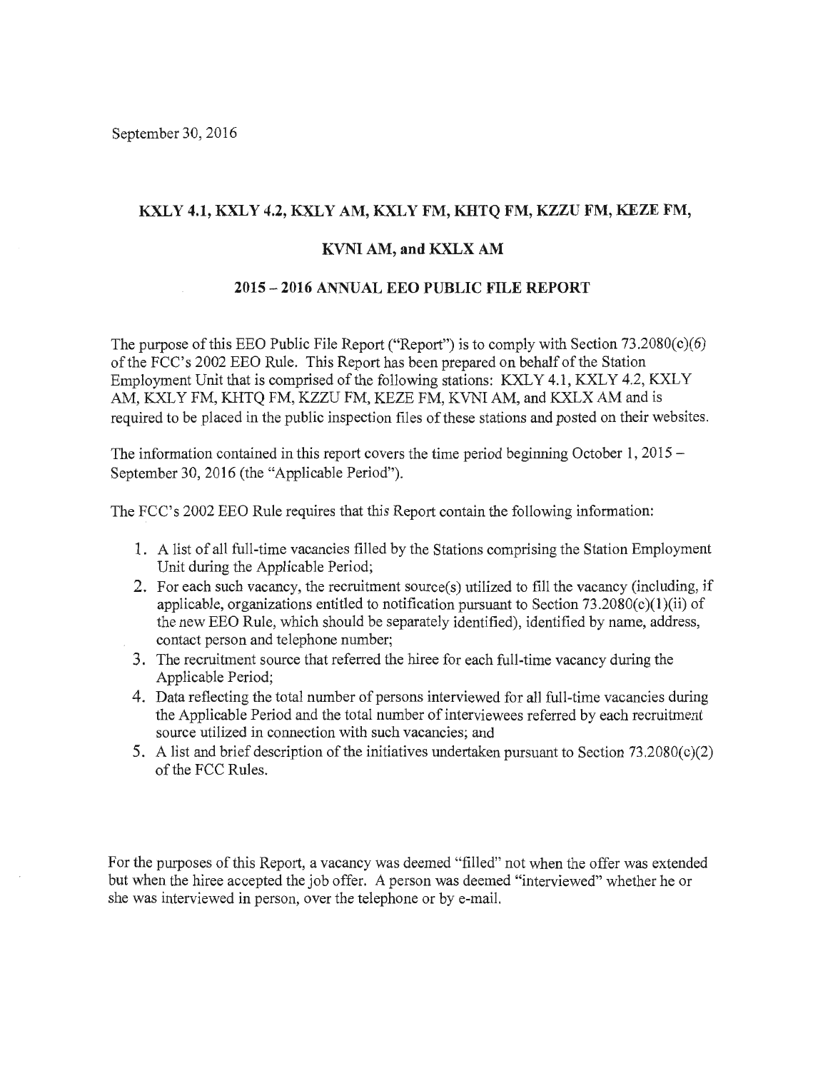September 30, 2016

**KXLY 4.1, KXLY 4.2, KXLY AM, KXLY FM, KHTQ FM, KZZU FM, KEZE FM,**

**KVNI AM, and KXLX AM**

**2015 – 2016 ANNUAL EEO PUBLIC FILE REPORT**

The purpose of this EEO Public File Report ("Report") is to comply with Section 73.2080(c)(6) of the FCC's 2002 EEO Rule. This Report has been prepared on behalf of the Station Employment Unit that is comprised of the following stations: KXLY 4.1, KXLY 4.2, KXLY AM, KXLY FM, KHTQ FM, KZZU FM, KEZE FM, KVNI AM, and KXLX AM and is required to be placed in the public inspection files of these stations and posted on their websites.

The information contained in this report covers the time period beginning October 1, 2015 – September 30, 2016 (the "Applicable Period").

The FCC's 2002 EEO Rule requires that this Report contain the following information:

1. A list of all full-time vacancies filled by the Stations comprising the Station Employment Unit during the Applicable Period;
2. For each such vacancy, the recruitment source(s) utilized to fill the vacancy (including, if applicable, organizations entitled to notification pursuant to Section 73.2080(c)(1)(ii) of the new EEO Rule, which should be separately identified), identified by name, address, contact person and telephone number;
3. The recruitment source that referred the hiree for each full-time vacancy during the Applicable Period;
4. Data reflecting the total number of persons interviewed for all full-time vacancies during the Applicable Period and the total number of interviewees referred by each recruitment source utilized in connection with such vacancies; and
5. A list and brief description of the initiatives undertaken pursuant to Section 73.2080(c)(2) of the FCC Rules.

For the purposes of this Report, a vacancy was deemed "filled" not when the offer was extended but when the hiree accepted the job offer. A person was deemed "interviewed" whether he or she was interviewed in person, over the telephone or by e-mail.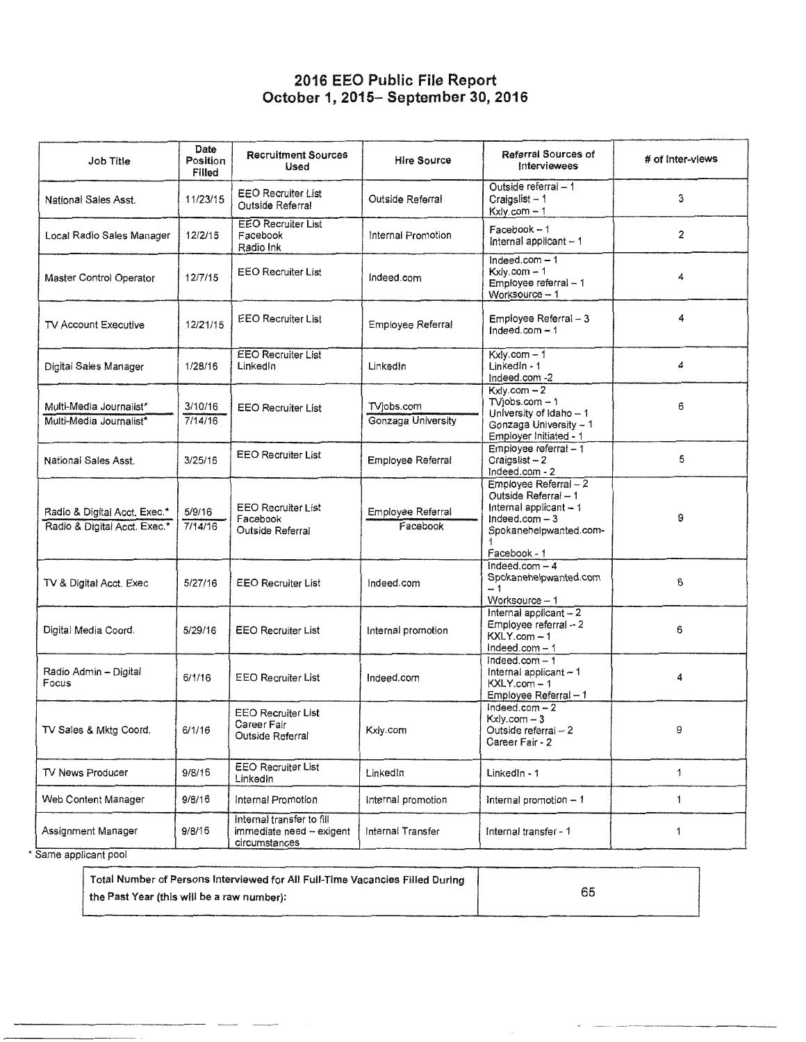# 2016 EEO Public File Report
## October 1, 2015– September 30, 2016

| Job Title | Date Position Filled | Recruitment Sources Used | Hire Source | Referral Sources of Interviewees | # of Inter-views |
|---|---|---|---|---|---|
| National Sales Asst. | 11/23/15 | EEO Recruiter List<br>Outside Referral | Outside Referral | Outside referral – 1<br>Craigslist – 1<br>Kxly.com – 1 | 3 |
| Local Radio Sales Manager | 12/2/15 | EEO Recruiter List<br>Facebook<br>Radio Ink | Internal Promotion | Facebook – 1<br>Internal applicant – 1 | 2 |
| Master Control Operator | 12/7/15 | EEO Recruiter List | Indeed.com | Indeed.com – 1<br>Kxly.com – 1<br>Employee referral – 1<br>Worksource – 1 | 4 |
| TV Account Executive | 12/21/15 | EEO Recruiter List | Employee Referral | Employee Referral – 3<br>Indeed.com – 1 | 4 |
| Digital Sales Manager | 1/28/16 | EEO Recruiter List<br>LinkedIn | LinkedIn | Kxly.com – 1<br>LinkedIn - 1<br>Indeed.com -2 | 4 |
| Multi-Media Journalist*<br>Multi-Media Journalist* | 3/10/16<br>7/14/16 | EEO Recruiter List | TVjobs.com<br>Gonzaga University | Kxly.com – 2<br>TVjobs.com – 1<br>University of Idaho – 1<br>Gonzaga University – 1<br>Employer Initiated - 1 | 6 |
| National Sales Asst. | 3/25/16 | EEO Recruiter List | Employee Referral | Employee referral – 1<br>Craigslist – 2<br>Indeed.com - 2 | 5 |
| Radio & Digital Acct. Exec.*<br>Radio & Digital Acct. Exec.* | 5/9/16<br>7/14/16 | EEO Recruiter List<br>Facebook<br>Outside Referral | Employee Referral<br>Facebook | Employee Referral – 2<br>Outside Referral – 1<br>Internal applicant – 1<br>Indeed.com – 3<br>Spokanehelpwanted.com-1<br>Facebook - 1 | 9 |
| TV & Digital Acct. Exec | 5/27/16 | EEO Recruiter List | Indeed.com | Indeed.com – 4<br>Spokanehelpwanted.com – 1<br>Worksource – 1 | 6 |
| Digital Media Coord. | 5/29/16 | EEO Recruiter List | Internal promotion | Internal applicant – 2<br>Employee referral – 2<br>KXLY.com – 1<br>Indeed.com – 1 | 6 |
| Radio Admin – Digital Focus | 6/1/16 | EEO Recruiter List | Indeed.com | Indeed.com – 1<br>Internal applicant – 1<br>KXLY.com – 1<br>Employee Referral – 1 | 4 |
| TV Sales & Mktg Coord. | 6/1/16 | EEO Recruiter List<br>Career Fair<br>Outside Referral | Kxly.com | Indeed.com – 2<br>Kxly.com – 3<br>Outside referral – 2<br>Career Fair - 2 | 9 |
| TV News Producer | 9/8/16 | EEO Recruiter List<br>LinkedIn | LinkedIn | LinkedIn - 1 | 1 |
| Web Content Manager | 9/8/16 | Internal Promotion | Internal promotion | Internal promotion – 1 | 1 |
| Assignment Manager | 9/8/16 | Internal transfer to fill immediate need – exigent circumstances | Internal Transfer | Internal transfer - 1 | 1 |

* Same applicant pool

| Total Number of Persons Interviewed for All Full-Time Vacancies Filled During the Past Year (this will be a raw number): | 65 |
|---|---|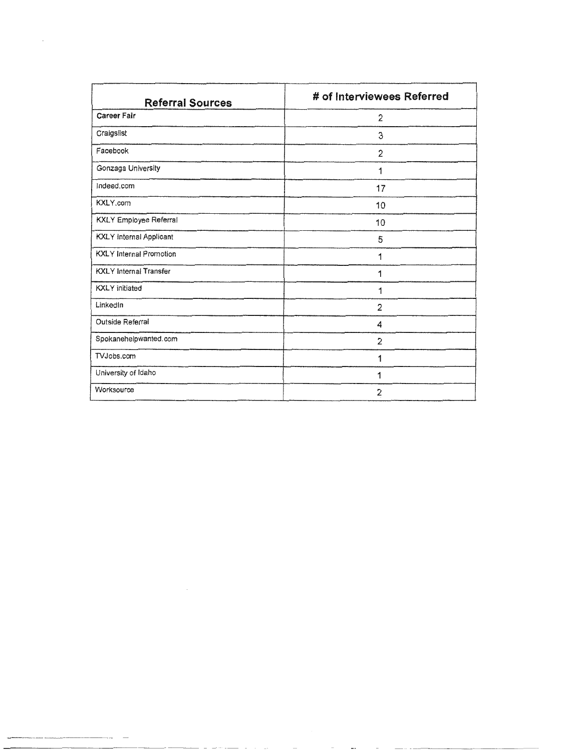| Referral Sources | # of Interviewees Referred |
|---|---|
| Career Fair | 2 |
| Craigslist | 3 |
| Facebook | 2 |
| Gonzaga University | 1 |
| Indeed.com | 17 |
| KXLY.com | 10 |
| KXLY Employee Referral | 10 |
| KXLY Internal Applicant | 5 |
| KXLY Internal Promotion | 1 |
| KXLY Internal Transfer | 1 |
| KXLY initiated | 1 |
| LinkedIn | 2 |
| Outside Referral | 4 |
| Spokanehelpwanted.com | 2 |
| TVJobs.com | 1 |
| University of Idaho | 1 |
| Worksource | 2 |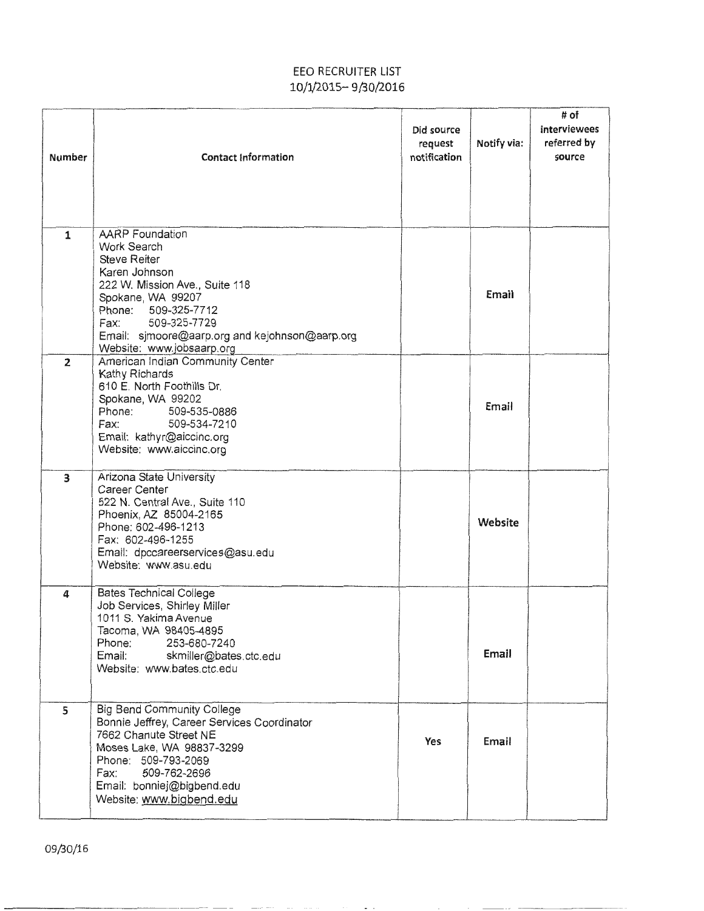# EEO RECRUITER LIST
10/1/2015– 9/30/2016

| Number | Contact Information | Did source request notification | Notify via: | # of interviewees referred by source |
|---|---|---|---|---|
| 1 | AARP Foundation<br>Work Search<br>Steve Reiter<br>Karen Johnson<br>222 W. Mission Ave., Suite 118<br>Spokane, WA 99207<br>Phone: 509-325-7712<br>Fax: 509-325-7729<br>Email: sjmoore@aarp.org and kejohnson@aarp.org<br>Website: www.jobsaarp.org | | Email | |
| 2 | American Indian Community Center<br>Kathy Richards<br>610 E. North Foothills Dr.<br>Spokane, WA 99202<br>Phone: 509-535-0886<br>Fax: 509-534-7210<br>Email: kathyr@aiccinc.org<br>Website: www.aiccinc.org | | Email | |
| 3 | Arizona State University<br>Career Center<br>522 N. Central Ave., Suite 110<br>Phoenix, AZ 85004-2165<br>Phone: 602-496-1213<br>Fax: 602-496-1255<br>Email: dpccareerservices@asu.edu<br>Website: www.asu.edu | | Website | |
| 4 | Bates Technical College<br>Job Services, Shirley Miller<br>1011 S. Yakima Avenue<br>Tacoma, WA 98405-4895<br>Phone: 253-680-7240<br>Email: skmiller@bates.ctc.edu<br>Website: www.bates.ctc.edu | | Email | |
| 5 | Big Bend Community College<br>Bonnie Jeffrey, Career Services Coordinator<br>7662 Chanute Street NE<br>Moses Lake, WA 98837-3299<br>Phone: 509-793-2069<br>Fax: 509-762-2696<br>Email: bonniej@bigbend.edu<br>Website: www.bigbend.edu | Yes | Email | |

09/30/16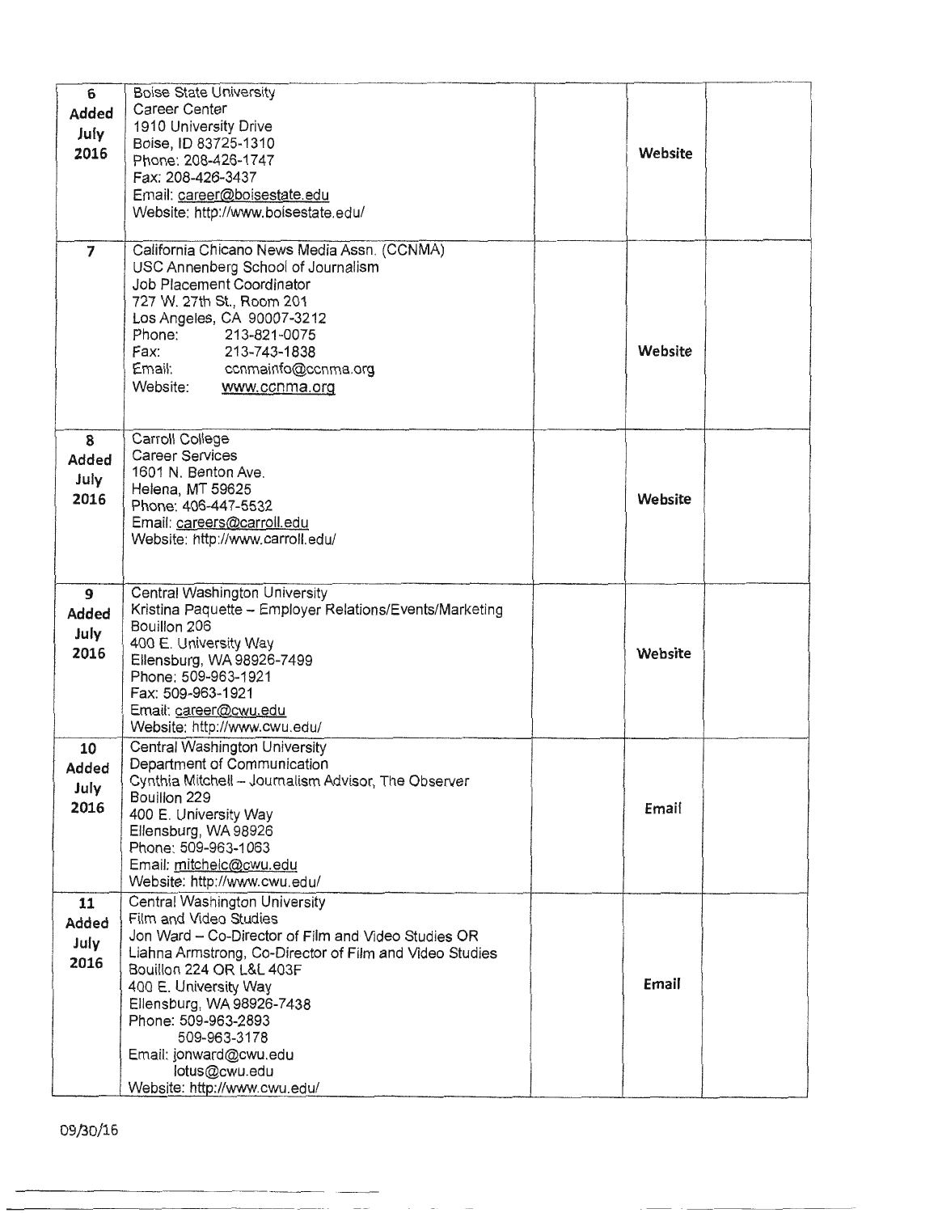| | | | | |
|---|---|---|---|---|
| 6 **Added July 2016** | Boise State University<br>Career Center<br>1910 University Drive<br>Boise, ID 83725-1310<br>Phone: 208-426-1747<br>Fax: 208-426-3437<br>Email: career@boisestate.edu<br>Website: http://www.boisestate.edu/ | | **Website** | |
| **7** | California Chicano News Media Assn. (CCNMA)<br>USC Annenberg School of Journalism<br>Job Placement Coordinator<br>727 W. 27th St., Room 201<br>Los Angeles, CA 90007-3212<br>Phone: 213-821-0075<br>Fax: 213-743-1838<br>Email: ccnmainfo@ccnma.org<br>Website: www.ccnma.org | | **Website** | |
| **8 Added July 2016** | Carroll College<br>Career Services<br>1601 N. Benton Ave.<br>Helena, MT 59625<br>Phone: 406-447-5532<br>Email: careers@carroll.edu<br>Website: http://www.carroll.edu/ | | **Website** | |
| **9 Added July 2016** | Central Washington University<br>Kristina Paquette – Employer Relations/Events/Marketing<br>Bouillon 206<br>400 E. University Way<br>Ellensburg, WA 98926-7499<br>Phone: 509-963-1921<br>Fax: 509-963-1921<br>Email: career@cwu.edu<br>Website: http://www.cwu.edu/ | | **Website** | |
| **10 Added July 2016** | Central Washington University<br>Department of Communication<br>Cynthia Mitchell – Journalism Advisor, The Observer<br>Bouillon 229<br>400 E. University Way<br>Ellensburg, WA 98926<br>Phone: 509-963-1063<br>Email: mitchelc@cwu.edu<br>Website: http://www.cwu.edu/ | | **Email** | |
| **11 Added July 2016** | Central Washington University<br>Film and Video Studies<br>Jon Ward – Co-Director of Film and Video Studies OR<br>Liahna Armstrong, Co-Director of Film and Video Studies<br>Bouillon 224 OR L&L 403F<br>400 E. University Way<br>Ellensburg, WA 98926-7438<br>Phone: 509-963-2893<br>509-963-3178<br>Email: jonward@cwu.edu<br>lotus@cwu.edu<br>Website: http://www.cwu.edu/ | | **Email** | |

09/30/16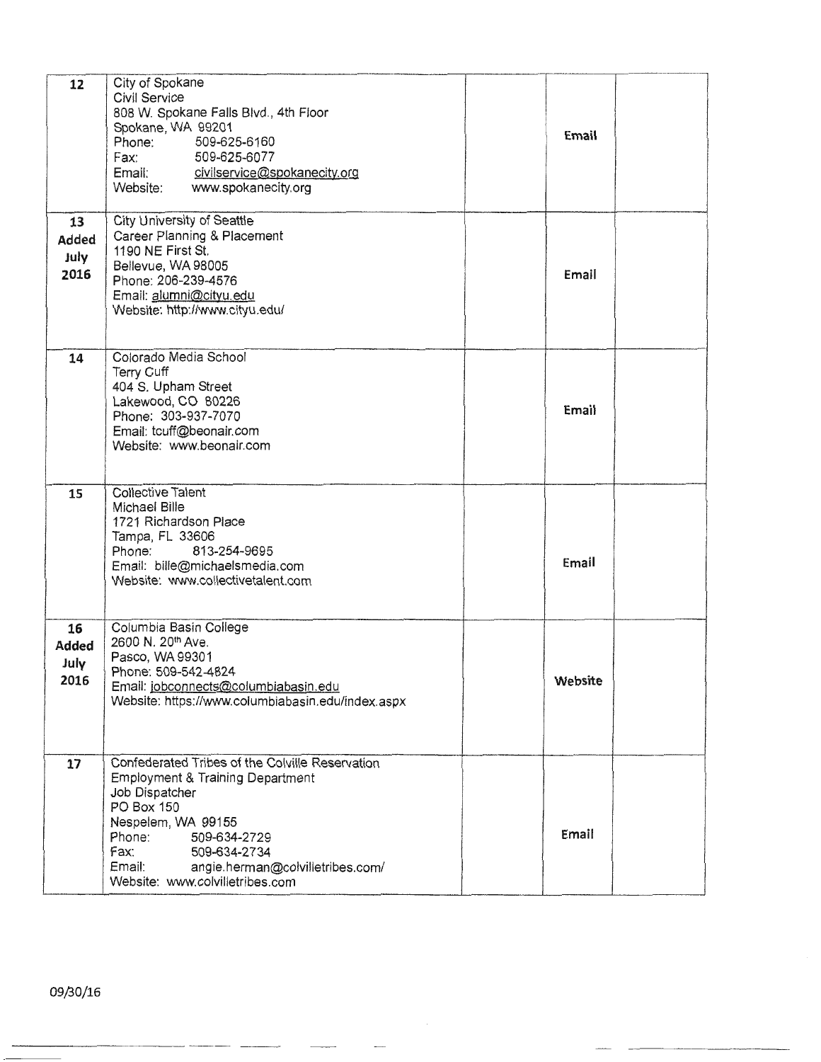| | | | | |
|---|---|---|---|---|
| **12** | City of Spokane<br>Civil Service<br>808 W. Spokane Falls Blvd., 4th Floor<br>Spokane, WA 99201<br>Phone: 509-625-6160<br>Fax: 509-625-6077<br>Email: civilservice@spokanecity.org<br>Website: www.spokanecity.org | | **Email** | |
| **13 Added July 2016** | City University of Seattle<br>Career Planning & Placement<br>1190 NE First St.<br>Bellevue, WA 98005<br>Phone: 206-239-4576<br>Email: alumni@cityu.edu<br>Website: http://www.cityu.edu/ | | **Email** | |
| **14** | Colorado Media School<br>Terry Cuff<br>404 S. Upham Street<br>Lakewood, CO 80226<br>Phone: 303-937-7070<br>Email: tcuff@beonair.com<br>Website: www.beonair.com | | **Email** | |
| **15** | Collective Talent<br>Michael Bille<br>1721 Richardson Place<br>Tampa, FL 33606<br>Phone: 813-254-9695<br>Email: bille@michaelsmedia.com<br>Website: www.collectivetalent.com | | **Email** | |
| **16 Added July 2016** | Columbia Basin College<br>2600 N. 20th Ave.<br>Pasco, WA 99301<br>Phone: 509-542-4824<br>Email: jobconnects@columbiabasin.edu<br>Website: https://www.columbiabasin.edu/index.aspx | | **Website** | |
| **17** | Confederated Tribes of the Colville Reservation<br>Employment & Training Department<br>Job Dispatcher<br>PO Box 150<br>Nespelem, WA 99155<br>Phone: 509-634-2729<br>Fax: 509-634-2734<br>Email: angie.herman@colvilletribes.com/<br>Website: www.colvilletribes.com | | **Email** | |

09/30/16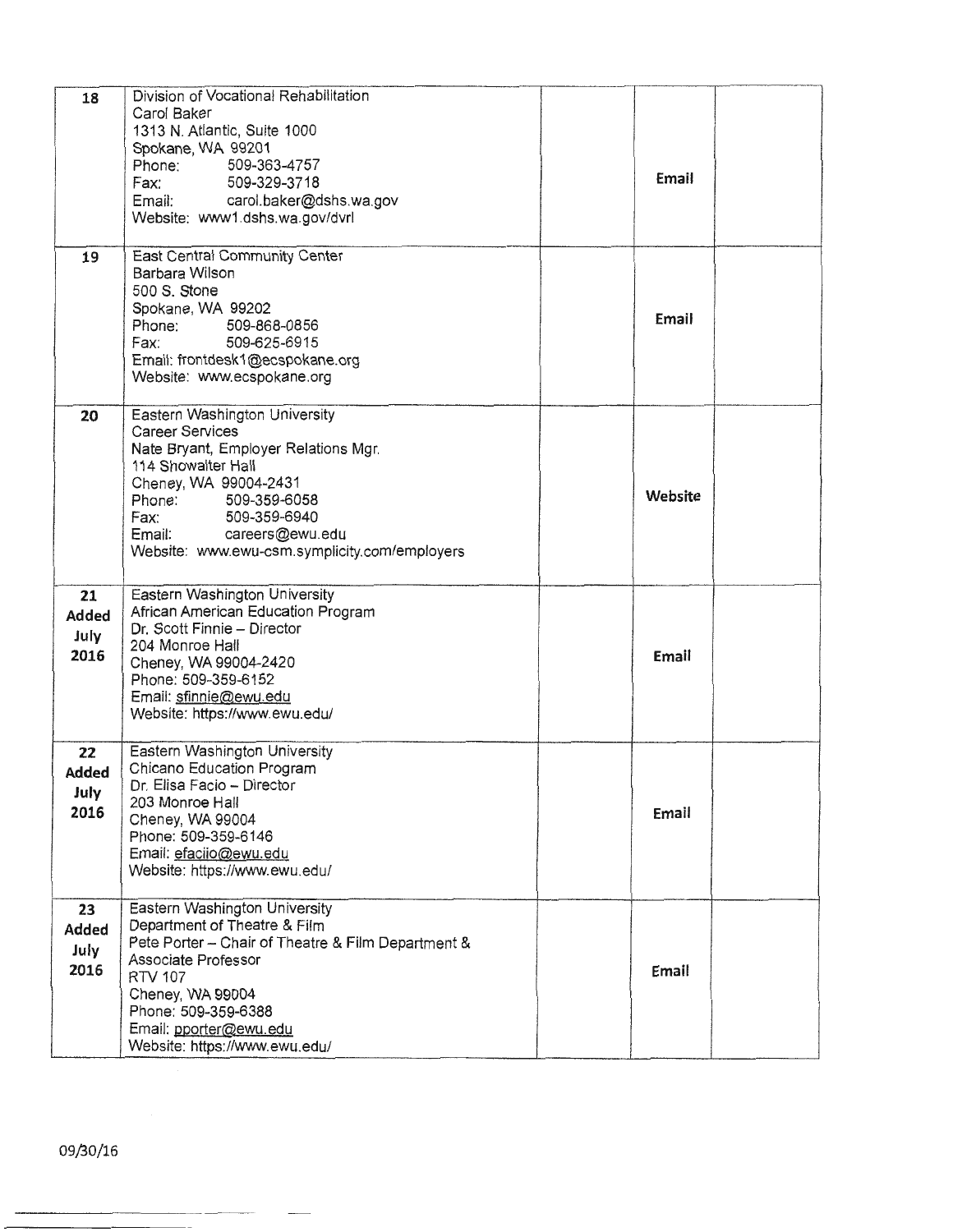| | | | | |
|---|---|---|---|---|
| 18 | Division of Vocational Rehabilitation<br>Carol Baker<br>1313 N. Atlantic, Suite 1000<br>Spokane, WA 99201<br>Phone: 509-363-4757<br>Fax: 509-329-3718<br>Email: carol.baker@dshs.wa.gov<br>Website: www1.dshs.wa.gov/dvrl | | **Email** | |
| 19 | East Central Community Center<br>Barbara Wilson<br>500 S. Stone<br>Spokane, WA 99202<br>Phone: 509-868-0856<br>Fax: 509-625-6915<br>Email: frontdesk1@ecspokane.org<br>Website: www.ecspokane.org | | **Email** | |
| 20 | Eastern Washington University<br>Career Services<br>Nate Bryant, Employer Relations Mgr.<br>114 Showalter Hall<br>Cheney, WA 99004-2431<br>Phone: 509-359-6058<br>Fax: 509-359-6940<br>Email: careers@ewu.edu<br>Website: www.ewu-csm.symplicity.com/employers | | **Website** | |
| 21 **Added July 2016** | Eastern Washington University<br>African American Education Program<br>Dr. Scott Finnie – Director<br>204 Monroe Hall<br>Cheney, WA 99004-2420<br>Phone: 509-359-6152<br>Email: sfinnie@ewu.edu<br>Website: https://www.ewu.edu/ | | **Email** | |
| 22 **Added July 2016** | Eastern Washington University<br>Chicano Education Program<br>Dr. Elisa Facio – Director<br>203 Monroe Hall<br>Cheney, WA 99004<br>Phone: 509-359-6146<br>Email: efacio@ewu.edu<br>Website: https://www.ewu.edu/ | | **Email** | |
| 23 **Added July 2016** | Eastern Washington University<br>Department of Theatre & Film<br>Pete Porter – Chair of Theatre & Film Department & Associate Professor<br>RTV 107<br>Cheney, WA 99004<br>Phone: 509-359-6388<br>Email: pporter@ewu.edu<br>Website: https://www.ewu.edu/ | | **Email** | |

09/30/16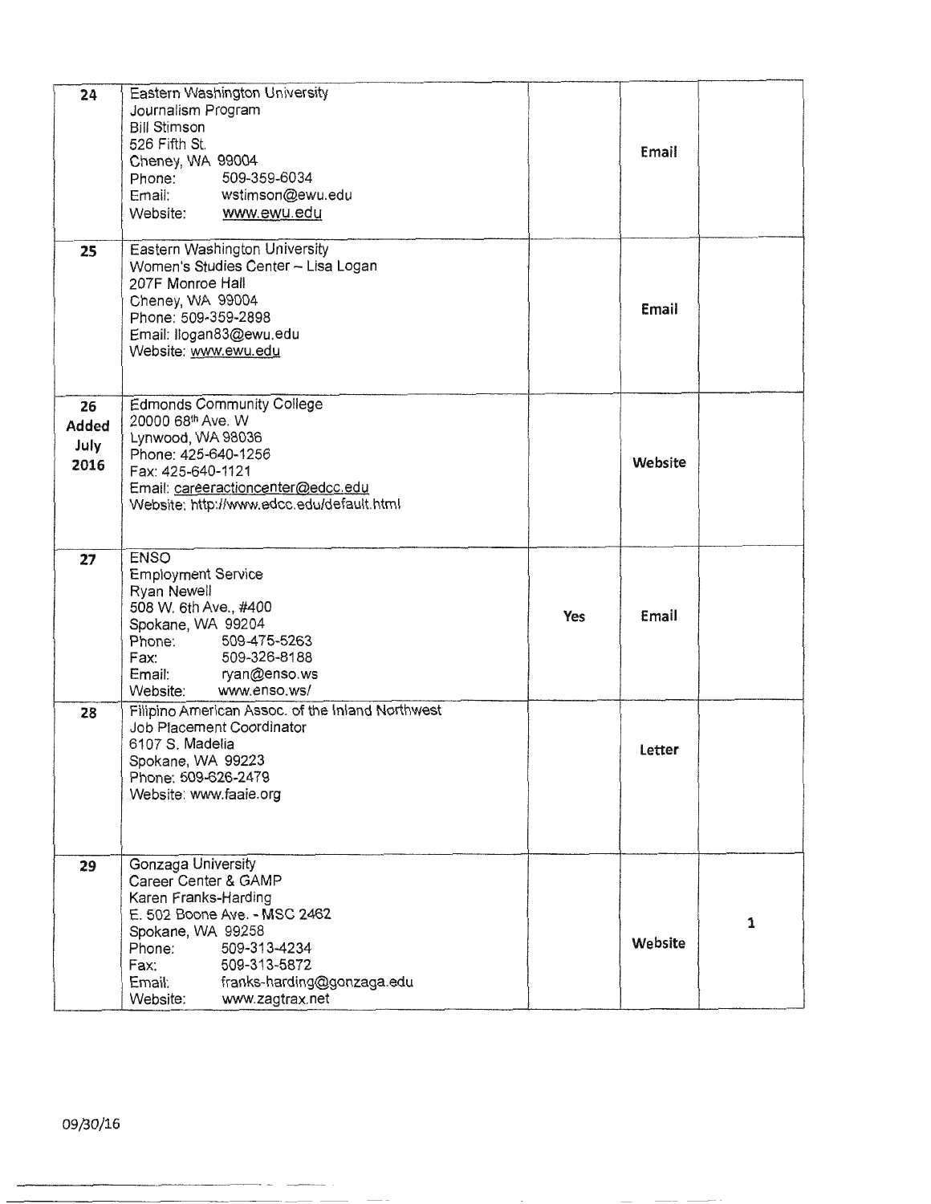| | | | | |
|---|---|---|---|---|
| 24 | Eastern Washington University<br>Journalism Program<br>Bill Stimson<br>526 Fifth St.<br>Cheney, WA 99004<br>Phone: 509-359-6034<br>Email: wstimson@ewu.edu<br>Website: www.ewu.edu | | Email | |
| 25 | Eastern Washington University<br>Women's Studies Center – Lisa Logan<br>207F Monroe Hall<br>Cheney, WA 99004<br>Phone: 509-359-2898<br>Email: llogan83@ewu.edu<br>Website: www.ewu.edu | | Email | |
| 26<br>Added<br>July<br>2016 | Edmonds Community College<br>20000 68th Ave. W<br>Lynwood, WA 98036<br>Phone: 425-640-1256<br>Fax: 425-640-1121<br>Email: careeractioncenter@edcc.edu<br>Website: http://www.edcc.edu/default.html | | Website | |
| 27 | ENSO<br>Employment Service<br>Ryan Newell<br>508 W. 6th Ave., #400<br>Spokane, WA 99204<br>Phone: 509-475-5263<br>Fax: 509-326-8188<br>Email: ryan@enso.ws<br>Website: www.enso.ws/ | Yes | Email | |
| 28 | Filipino American Assoc. of the Inland Northwest<br>Job Placement Coordinator<br>6107 S. Madelia<br>Spokane, WA 99223<br>Phone: 509-626-2479<br>Website: www.faaie.org | | Letter | |
| 29 | Gonzaga University<br>Career Center & GAMP<br>Karen Franks-Harding<br>E. 502 Boone Ave. - MSC 2462<br>Spokane, WA 99258<br>Phone: 509-313-4234<br>Fax: 509-313-5872<br>Email: franks-harding@gonzaga.edu<br>Website: www.zagtrax.net | | Website | 1 |

09/30/16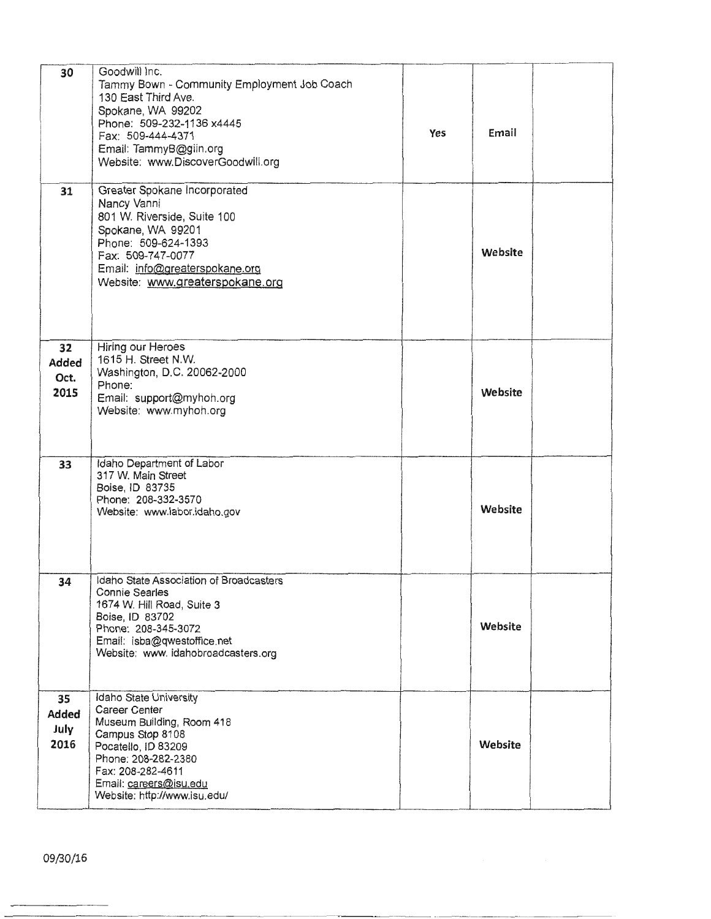| | | | | |
|---|---|---|---|---|
| **30** | Goodwill Inc.<br>Tammy Bown - Community Employment Job Coach<br>130 East Third Ave.<br>Spokane, WA 99202<br>Phone: 509-232-1136 x4445<br>Fax: 509-444-4371<br>Email: TammyB@giin.org<br>Website: www.DiscoverGoodwill.org | **Yes** | **Email** | |
| **31** | Greater Spokane Incorporated<br>Nancy Vanni<br>801 W. Riverside, Suite 100<br>Spokane, WA 99201<br>Phone: 509-624-1393<br>Fax: 509-747-0077<br>Email: info@greaterspokane.org<br>Website: www.greaterspokane.org | | **Website** | |
| **32 Added Oct. 2015** | Hiring our Heroes<br>1615 H. Street N.W.<br>Washington, D.C. 20062-2000<br>Phone:<br>Email: support@myhoh.org<br>Website: www.myhoh.org | | **Website** | |
| **33** | Idaho Department of Labor<br>317 W. Main Street<br>Boise, ID 83735<br>Phone: 208-332-3570<br>Website: www.labor.idaho.gov | | **Website** | |
| **34** | Idaho State Association of Broadcasters<br>Connie Searles<br>1674 W. Hill Road, Suite 3<br>Boise, ID 83702<br>Phone: 208-345-3072<br>Email: isba@qwestoffice.net<br>Website: www. idahobroadcasters.org | | **Website** | |
| **35 Added July 2016** | Idaho State University<br>Career Center<br>Museum Building, Room 418<br>Campus Stop 8108<br>Pocatello, ID 83209<br>Phone: 208-282-2380<br>Fax: 208-282-4611<br>Email: careers@isu.edu<br>Website: http://www.isu.edu/ | | **Website** | |

09/30/16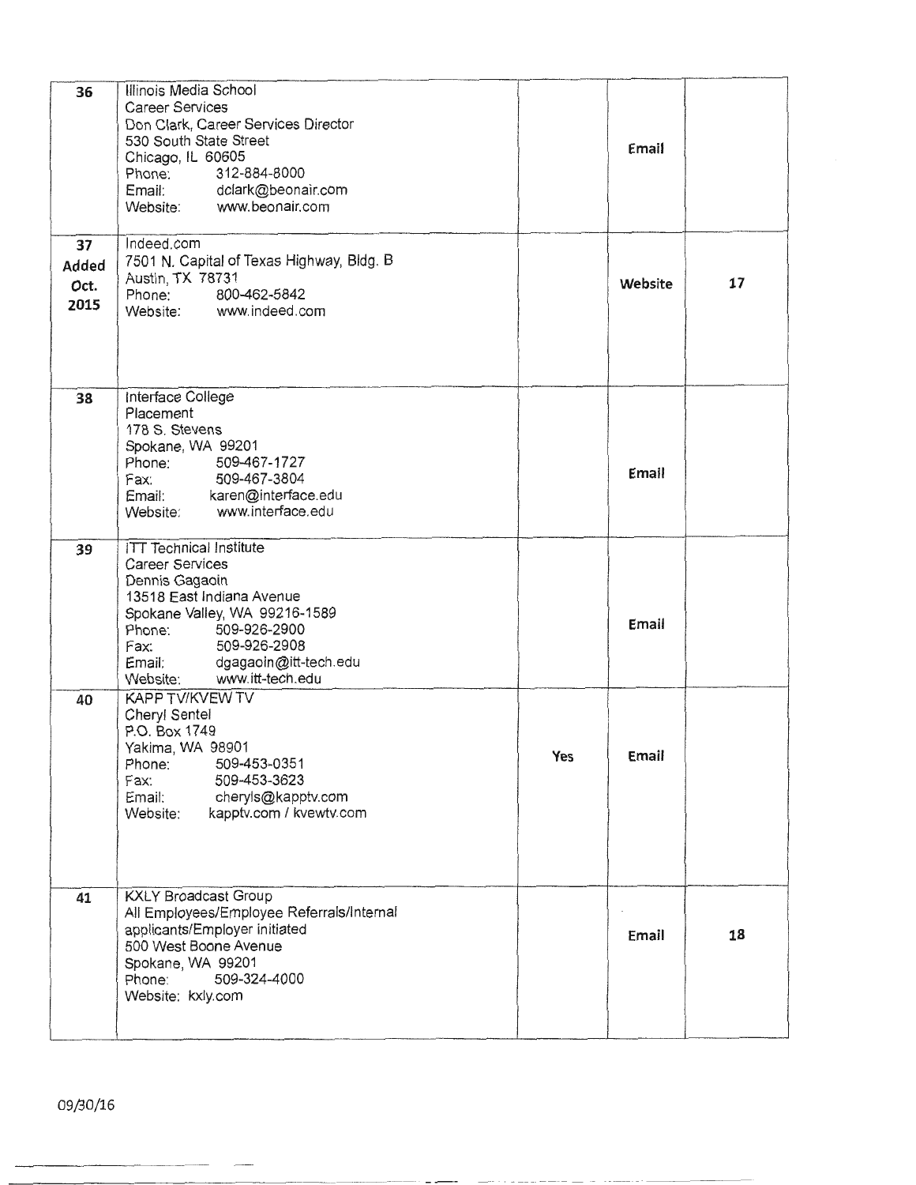| | | | | |
|---|---|---|---|---|
| 36 | Illinois Media School<br>Career Services<br>Don Clark, Career Services Director<br>530 South State Street<br>Chicago, IL 60605<br>Phone: 312-884-8000<br>Email: dclark@beonair.com<br>Website: www.beonair.com | | Email | |
| 37<br>Added<br>Oct.<br>2015 | Indeed.com<br>7501 N. Capital of Texas Highway, Bldg. B<br>Austin, TX 78731<br>Phone: 800-462-5842<br>Website: www.indeed.com | | Website | 17 |
| 38 | Interface College<br>Placement<br>178 S. Stevens<br>Spokane, WA 99201<br>Phone: 509-467-1727<br>Fax: 509-467-3804<br>Email: karen@interface.edu<br>Website: www.interface.edu | | Email | |
| 39 | ITT Technical Institute<br>Career Services<br>Dennis Gagaoin<br>13518 East Indiana Avenue<br>Spokane Valley, WA 99216-1589<br>Phone: 509-926-2900<br>Fax: 509-926-2908<br>Email: dgagaoin@itt-tech.edu<br>Website: www.itt-tech.edu | | Email | |
| 40 | KAPP TV/KVEW TV<br>Cheryl Sentel<br>P.O. Box 1749<br>Yakima, WA 98901<br>Phone: 509-453-0351<br>Fax: 509-453-3623<br>Email: cheryls@kapptv.com<br>Website: kapptv.com / kvewtv.com | Yes | Email | |
| 41 | KXLY Broadcast Group<br>All Employees/Employee Referrals/Internal applicants/Employer initiated<br>500 West Boone Avenue<br>Spokane, WA 99201<br>Phone: 509-324-4000<br>Website: kxly.com | | Email | 18 |

09/30/16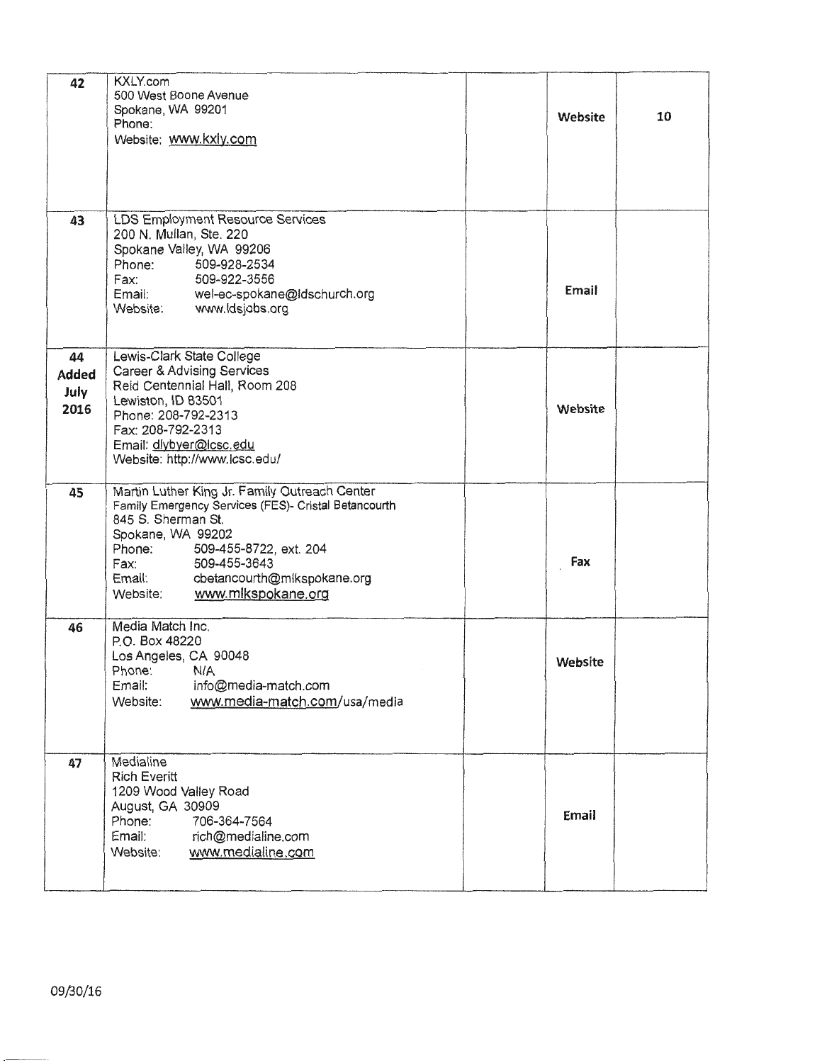| 42 | KXLY.com<br>500 West Boone Avenue<br>Spokane, WA 99201<br>Phone:<br>Website: www.kxly.com | | Website | 10 |
|---|---|---|---|---|
| 43 | LDS Employment Resource Services<br>200 N. Mullan, Ste. 220<br>Spokane Valley, WA 99206<br>Phone: 509-928-2534<br>Fax: 509-922-3556<br>Email: wel-ec-spokane@ldschurch.org<br>Website: www.ldsjobs.org | | Email | |
| 44 **Added July 2016** | Lewis-Clark State College<br>Career & Advising Services<br>Reid Centennial Hall, Room 208<br>Lewiston, ID 83501<br>Phone: 208-792-2313<br>Fax: 208-792-2313<br>Email: dlybyer@lcsc.edu<br>Website: http://www.lcsc.edu/ | | Website | |
| 45 | Martin Luther King Jr. Family Outreach Center<br>Family Emergency Services (FES)- Cristal Betancourth<br>845 S. Sherman St.<br>Spokane, WA 99202<br>Phone: 509-455-8722, ext. 204<br>Fax: 509-455-3643<br>Email: cbetancourth@mlkspokane.org<br>Website: www.mlkspokane.org | | Fax | |
| 46 | Media Match Inc.<br>P.O. Box 48220<br>Los Angeles, CA 90048<br>Phone: N/A<br>Email: info@media-match.com<br>Website: www.media-match.com/usa/media | | Website | |
| 47 | Medialine<br>Rich Everitt<br>1209 Wood Valley Road<br>August, GA 30909<br>Phone: 706-364-7564<br>Email: rich@medialine.com<br>Website: www.medialine.com | | Email | |

09/30/16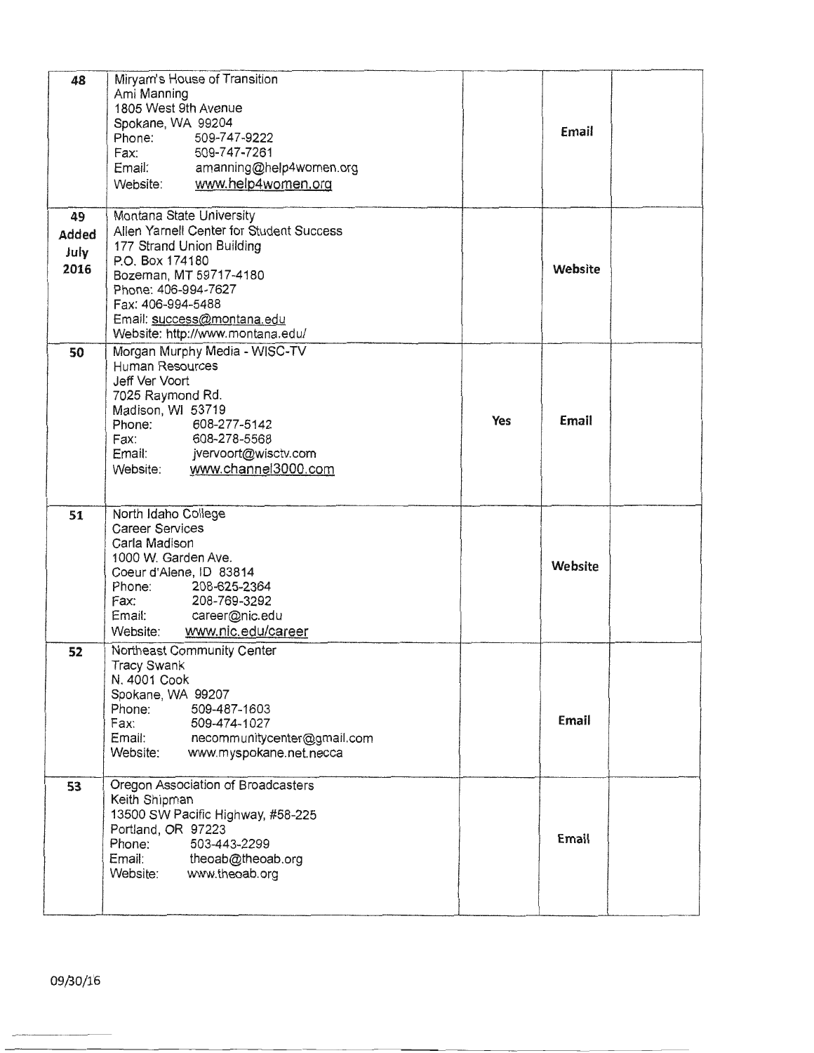| | | | | |
|---|---|---|---|---|
| 48 | Miryam's House of Transition<br>Ami Manning<br>1805 West 9th Avenue<br>Spokane, WA 99204<br>Phone: 509-747-9222<br>Fax: 509-747-7261<br>Email: amanning@help4women.org<br>Website: www.help4women.org | | **Email** | |
| 49<br>**Added July 2016** | Montana State University<br>Allen Yarnell Center for Student Success<br>177 Strand Union Building<br>P.O. Box 174180<br>Bozeman, MT 59717-4180<br>Phone: 406-994-7627<br>Fax: 406-994-5488<br>Email: success@montana.edu<br>Website: http://www.montana.edu/ | | **Website** | |
| 50 | Morgan Murphy Media - WISC-TV<br>Human Resources<br>Jeff Ver Voort<br>7025 Raymond Rd.<br>Madison, WI 53719<br>Phone: 608-277-5142<br>Fax: 608-278-5568<br>Email: jvervoort@wisctv.com<br>Website: www.channel3000.com | **Yes** | **Email** | |
| 51 | North Idaho College<br>Career Services<br>Carla Madison<br>1000 W. Garden Ave.<br>Coeur d'Alene, ID 83814<br>Phone: 208-625-2364<br>Fax: 208-769-3292<br>Email: career@nic.edu<br>Website: www.nic.edu/career | | **Website** | |
| 52 | Northeast Community Center<br>Tracy Swank<br>N. 4001 Cook<br>Spokane, WA 99207<br>Phone: 509-487-1603<br>Fax: 509-474-1027<br>Email: necommunitycenter@gmail.com<br>Website: www.myspokane.net.necca | | **Email** | |
| 53 | Oregon Association of Broadcasters<br>Keith Shipman<br>13500 SW Pacific Highway, #58-225<br>Portland, OR 97223<br>Phone: 503-443-2299<br>Email: theoab@theoab.org<br>Website: www.theoab.org | | **Email** | |

09/30/16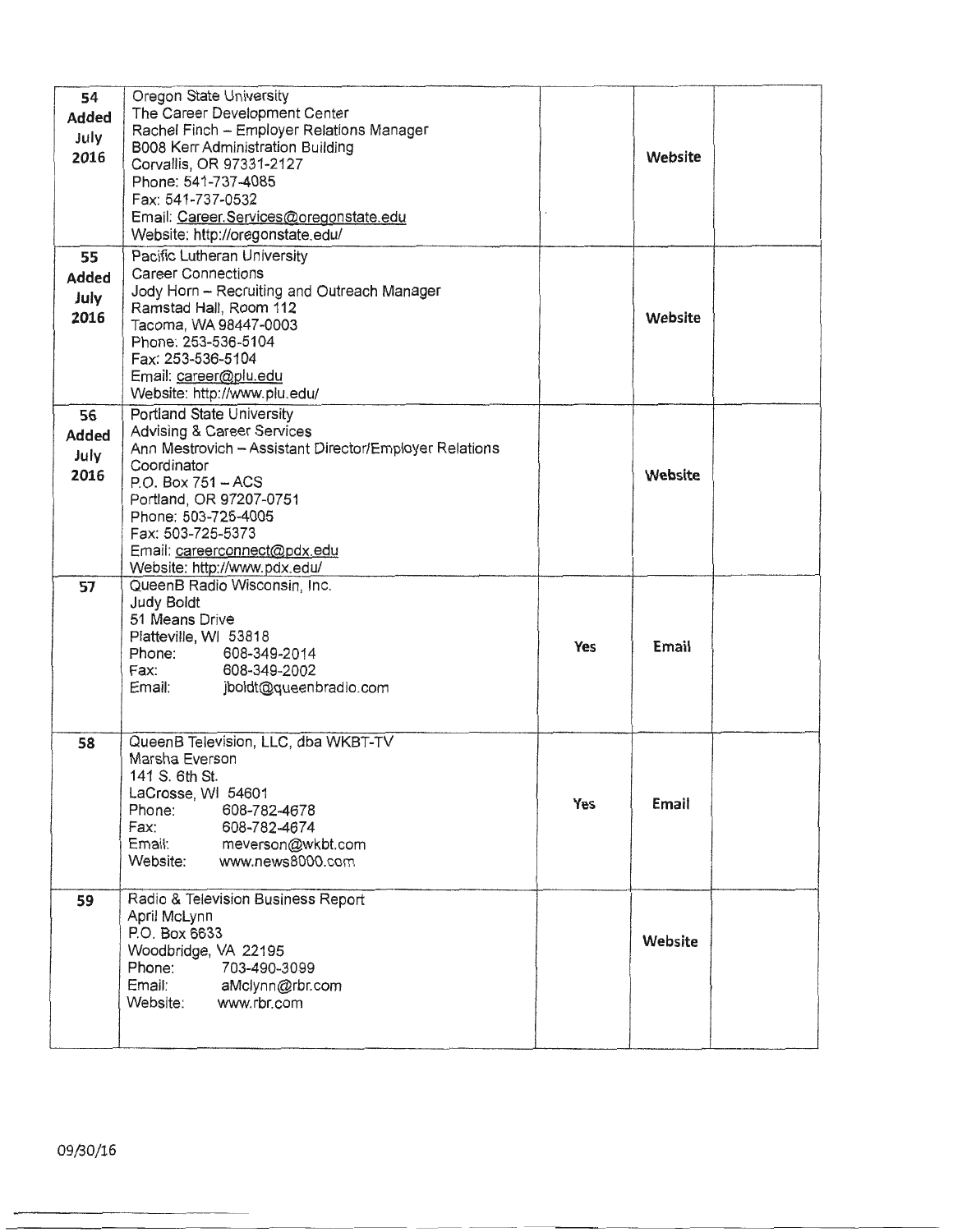| | | | | |
|---|---|---|---|---|
| 54 **Added July 2016** | Oregon State University<br>The Career Development Center<br>Rachel Finch – Employer Relations Manager<br>B008 Kerr Administration Building<br>Corvallis, OR 97331-2127<br>Phone: 541-737-4085<br>Fax: 541-737-0532<br>Email: Career.Services@oregonstate.edu<br>Website: http://oregonstate.edu/ | | **Website** | |
| 55 **Added July 2016** | Pacific Lutheran University<br>Career Connections<br>Jody Horn – Recruiting and Outreach Manager<br>Ramstad Hall, Room 112<br>Tacoma, WA 98447-0003<br>Phone: 253-536-5104<br>Fax: 253-536-5104<br>Email: career@plu.edu<br>Website: http://www.plu.edu/ | | **Website** | |
| 56 **Added July 2016** | Portland State University<br>Advising & Career Services<br>Ann Mestrovich – Assistant Director/Employer Relations Coordinator<br>P.O. Box 751 – ACS<br>Portland, OR 97207-0751<br>Phone: 503-725-4005<br>Fax: 503-725-5373<br>Email: careerconnect@pdx.edu<br>Website: http://www.pdx.edu/ | | **Website** | |
| 57 | QueenB Radio Wisconsin, Inc.<br>Judy Boldt<br>51 Means Drive<br>Platteville, WI 53818<br>Phone: 608-349-2014<br>Fax: 608-349-2002<br>Email: jboldt@queenbradio.com | **Yes** | **Email** | |
| 58 | QueenB Television, LLC, dba WKBT-TV<br>Marsha Everson<br>141 S. 6th St.<br>LaCrosse, WI 54601<br>Phone: 608-782-4678<br>Fax: 608-782-4674<br>Email: meverson@wkbt.com<br>Website: www.news8000.com | **Yes** | **Email** | |
| 59 | Radio & Television Business Report<br>April McLynn<br>P.O. Box 6633<br>Woodbridge, VA 22195<br>Phone: 703-490-3099<br>Email: aMclynn@rbr.com<br>Website: www.rbr.com | | **Website** | |

09/30/16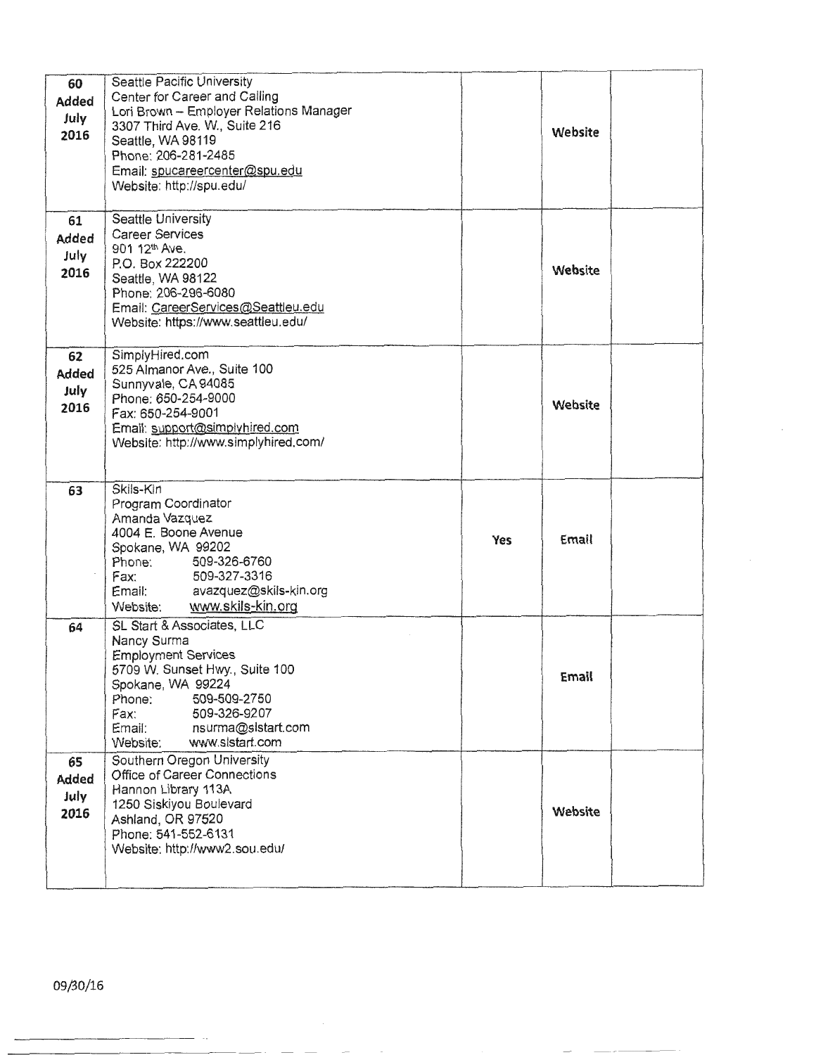| | | | | |
|---|---|---|---|---|
| 60<br>**Added July 2016** | Seattle Pacific University<br>Center for Career and Calling<br>Lori Brown – Employer Relations Manager<br>3307 Third Ave. W., Suite 216<br>Seattle, WA 98119<br>Phone: 206-281-2485<br>Email: spucareercenter@spu.edu<br>Website: http://spu.edu/ | | **Website** | |
| 61<br>**Added July 2016** | Seattle University<br>Career Services<br>901 12th Ave.<br>P.O. Box 222200<br>Seattle, WA 98122<br>Phone: 206-296-6080<br>Email: CareerServices@Seattleu.edu<br>Website: https://www.seattleu.edu/ | | **Website** | |
| 62<br>**Added July 2016** | SimplyHired.com<br>525 Almanor Ave., Suite 100<br>Sunnyvale, CA 94085<br>Phone: 650-254-9000<br>Fax: 650-254-9001<br>Email: support@simplyhired.com<br>Website: http://www.simplyhired.com/ | | **Website** | |
| 63 | Skils-Kin<br>Program Coordinator<br>Amanda Vazquez<br>4004 E. Boone Avenue<br>Spokane, WA 99202<br>Phone: 509-326-6760<br>Fax: 509-327-3316<br>Email: avazquez@skils-kin.org<br>Website: www.skils-kin.org | **Yes** | **Email** | |
| 64 | SL Start & Associates, LLC<br>Nancy Surma<br>Employment Services<br>5709 W. Sunset Hwy., Suite 100<br>Spokane, WA 99224<br>Phone: 509-509-2750<br>Fax: 509-326-9207<br>Email: nsurma@slstart.com<br>Website: www.slstart.com | | **Email** | |
| 65<br>**Added July 2016** | Southern Oregon University<br>Office of Career Connections<br>Hannon Library 113A<br>1250 Siskiyou Boulevard<br>Ashland, OR 97520<br>Phone: 541-552-6131<br>Website: http://www2.sou.edu/ | | **Website** | |

09/30/16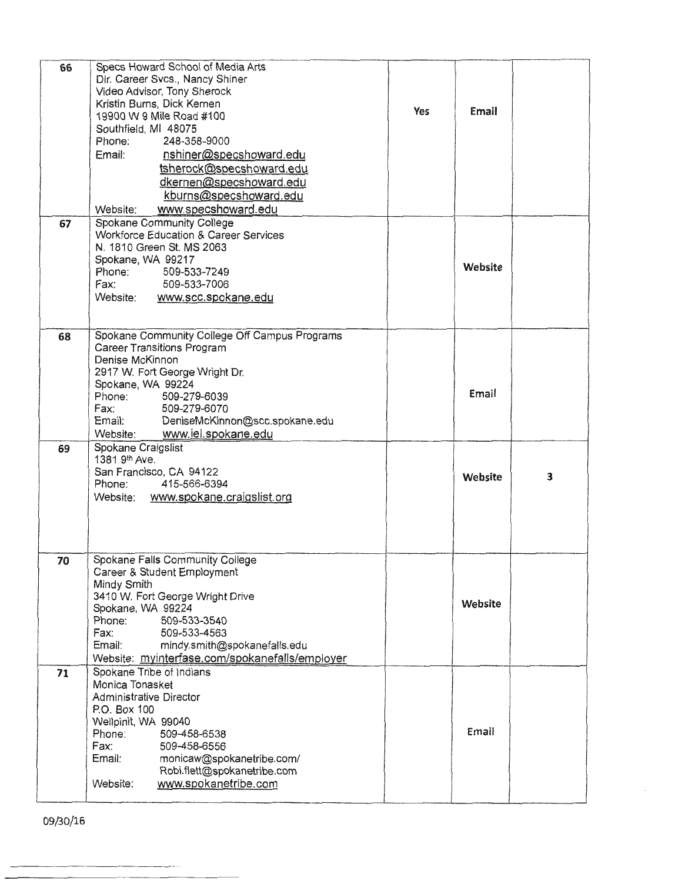| | | | | |
|---|---|---|---|---|
| 66 | Specs Howard School of Media Arts<br>Dir. Career Svcs., Nancy Shiner<br>Video Advisor, Tony Sherock<br>Kristin Burns, Dick Kernen<br>19900 W 9 Mile Road #100<br>Southfield, MI 48075<br>Phone: 248-358-9000<br>Email: nshiner@specshoward.edu<br>tsherock@specshoward.edu<br>dkernen@specshoward.edu<br>kburns@specshoward.edu<br>Website: www.specshoward.edu | Yes | Email | |
| 67 | Spokane Community College<br>Workforce Education & Career Services<br>N. 1810 Green St. MS 2063<br>Spokane, WA 99217<br>Phone: 509-533-7249<br>Fax: 509-533-7006<br>Website: www.scc.spokane.edu | | Website | |
| 68 | Spokane Community College Off Campus Programs<br>Career Transitions Program<br>Denise McKinnon<br>2917 W. Fort George Wright Dr.<br>Spokane, WA 99224<br>Phone: 509-279-6039<br>Fax: 509-279-6070<br>Email: DeniseMcKinnon@scc.spokane.edu<br>Website: www.iel.spokane.edu | | Email | |
| 69 | Spokane Craigslist<br>1381 9th Ave.<br>San Francisco, CA 94122<br>Phone: 415-566-6394<br>Website: www.spokane.craigslist.org | | Website | 3 |
| 70 | Spokane Falls Community College<br>Career & Student Employment<br>Mindy Smith<br>3410 W. Fort George Wright Drive<br>Spokane, WA 99224<br>Phone: 509-533-3540<br>Fax: 509-533-4563<br>Email: mindy.smith@spokanefalls.edu<br>Website: myinterfase.com/spokanefalls/employer | | Website | |
| 71 | Spokane Tribe of Indians<br>Monica Tonasket<br>Administrative Director<br>P.O. Box 100<br>Wellpinit, WA 99040<br>Phone: 509-458-6538<br>Fax: 509-458-6556<br>Email: monicaw@spokanetribe.com/<br>Robi.flett@spokanetribe.com<br>Website: www.spokanetribe.com | | Email | |

09/30/16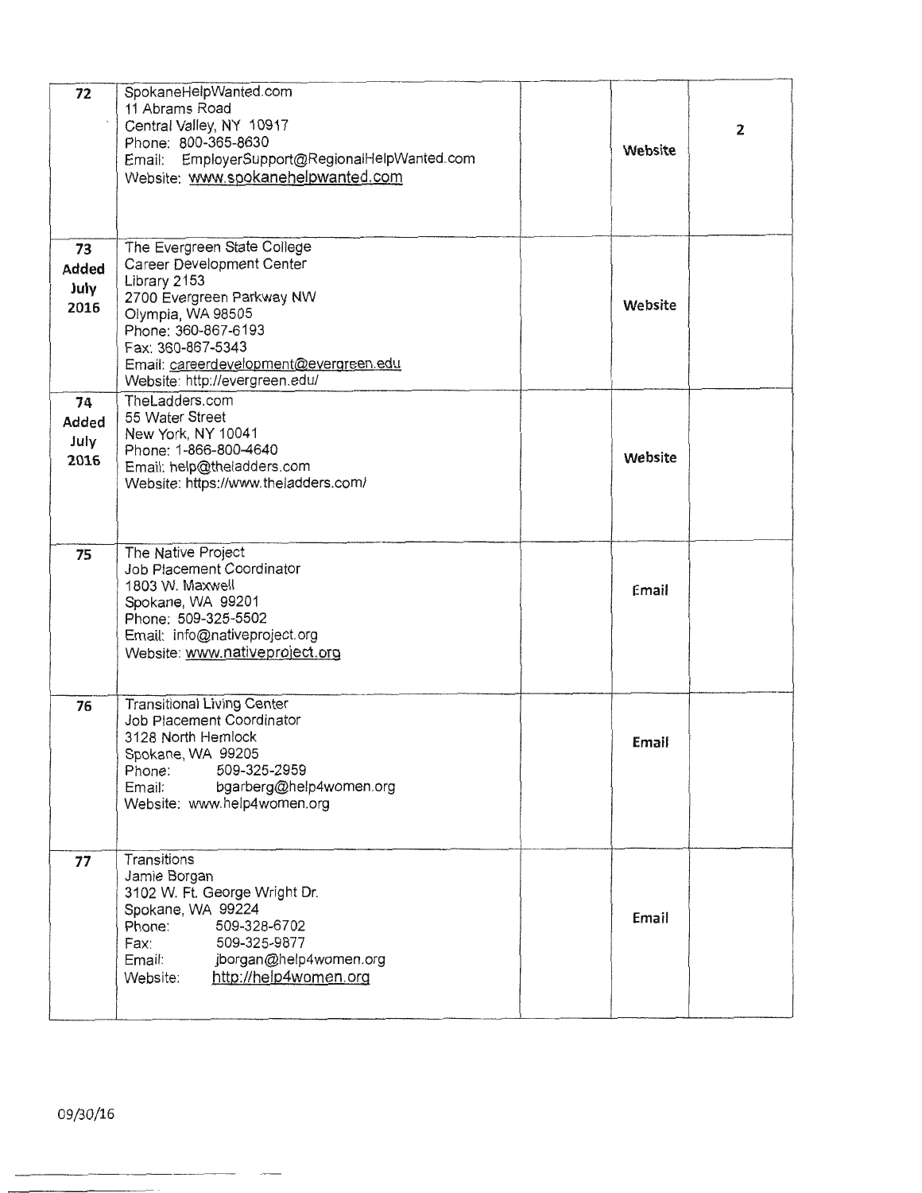| | | | | |
|---|---|---|---|---|
| 72 | SpokaneHelpWanted.com<br>11 Abrams Road<br>Central Valley, NY 10917<br>Phone: 800-365-8630<br>Email: EmployerSupport@RegionalHelpWanted.com<br>Website: www.spokanehelpwanted.com | | Website | 2 |
| 73<br>Added<br>July<br>2016 | The Evergreen State College<br>Career Development Center<br>Library 2153<br>2700 Evergreen Parkway NW<br>Olympia, WA 98505<br>Phone: 360-867-6193<br>Fax: 360-867-5343<br>Email: careerdevelopment@evergreen.edu<br>Website: http://evergreen.edu/ | | Website | |
| 74<br>Added<br>July<br>2016 | TheLadders.com<br>55 Water Street<br>New York, NY 10041<br>Phone: 1-866-800-4640<br>Email: help@theladders.com<br>Website: https://www.theladders.com/ | | Website | |
| 75 | The Native Project<br>Job Placement Coordinator<br>1803 W. Maxwell<br>Spokane, WA 99201<br>Phone: 509-325-5502<br>Email: info@nativeproject.org<br>Website: www.nativeproject.org | | Email | |
| 76 | Transitional Living Center<br>Job Placement Coordinator<br>3128 North Hemlock<br>Spokane, WA 99205<br>Phone: 509-325-2959<br>Email: bgarberg@help4women.org<br>Website: www.help4women.org | | Email | |
| 77 | Transitions<br>Jamie Borgan<br>3102 W. Ft. George Wright Dr.<br>Spokane, WA 99224<br>Phone: 509-328-6702<br>Fax: 509-325-9877<br>Email: jborgan@help4women.org<br>Website: http://help4women.org | | Email | |

09/30/16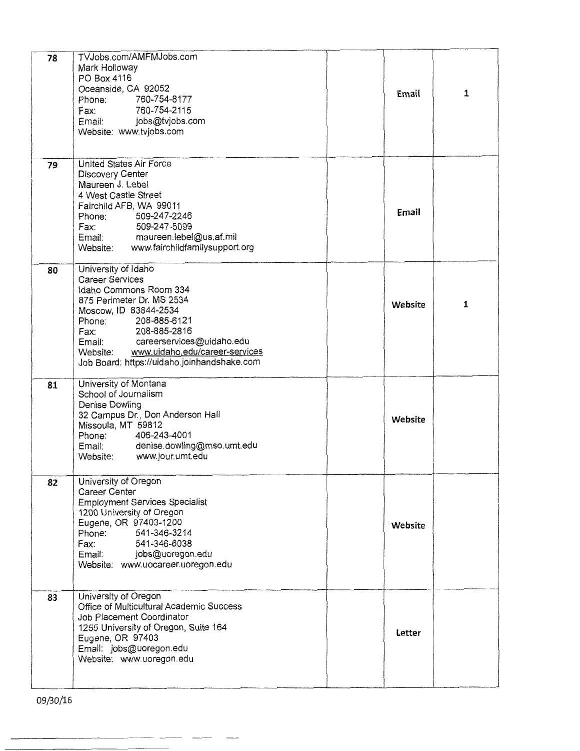| | | | | |
|---|---|---|---|---|
| 78 | TVJobs.com/AMFMJobs.com<br>Mark Holloway<br>PO Box 4116<br>Oceanside, CA 92052<br>Phone: 760-754-8177<br>Fax: 760-754-2115<br>Email: jobs@tvjobs.com<br>Website: www.tvjobs.com | | Email | 1 |
| 79 | United States Air Force<br>Discovery Center<br>Maureen J. Lebel<br>4 West Castle Street<br>Fairchild AFB, WA 99011<br>Phone: 509-247-2246<br>Fax: 509-247-5099<br>Email: maureen.lebel@us.af.mil<br>Website: www.fairchildfamilysupport.org | | Email | |
| 80 | University of Idaho<br>Career Services<br>Idaho Commons Room 334<br>875 Perimeter Dr. MS 2534<br>Moscow, ID 83844-2534<br>Phone: 208-885-6121<br>Fax: 208-885-2816<br>Email: careerservices@uidaho.edu<br>Website: www.uidaho.edu/career-services<br>Job Board: https://uidaho.joinhandshake.com | | Website | 1 |
| 81 | University of Montana<br>School of Journalism<br>Denise Dowling<br>32 Campus Dr., Don Anderson Hall<br>Missoula, MT 59812<br>Phone: 406-243-4001<br>Email: denise.dowling@mso.umt.edu<br>Website: www.jour.umt.edu | | Website | |
| 82 | University of Oregon<br>Career Center<br>Employment Services Specialist<br>1200 University of Oregon<br>Eugene, OR 97403-1200<br>Phone: 541-346-3214<br>Fax: 541-346-6038<br>Email: jobs@uoregon.edu<br>Website: www.uocareer.uoregon.edu | | Website | |
| 83 | University of Oregon<br>Office of Multicultural Academic Success<br>Job Placement Coordinator<br>1255 University of Oregon, Suite 164<br>Eugene, OR 97403<br>Email: jobs@uoregon.edu<br>Website: www.uoregon.edu | | Letter | |

09/30/16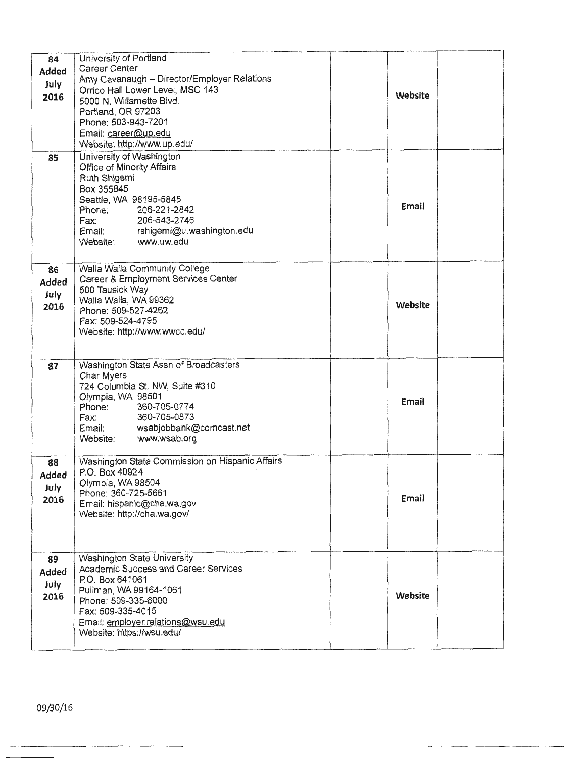| | | | | |
|---|---|---|---|---|
| 84<br>**Added July 2016** | University of Portland<br>Career Center<br>Amy Cavanaugh – Director/Employer Relations<br>Orrico Hall Lower Level, MSC 143<br>5000 N. Willamette Blvd.<br>Portland, OR 97203<br>Phone: 503-943-7201<br>Email: career@up.edu<br>Website: http://www.up.edu/ | | **Website** | |
| 85 | University of Washington<br>Office of Minority Affairs<br>Ruth Shigemi<br>Box 355845<br>Seattle, WA 98195-5845<br>Phone: 206-221-2842<br>Fax: 206-543-2746<br>Email: rshigemi@u.washington.edu<br>Website: www.uw.edu | | **Email** | |
| 86<br>**Added July 2016** | Walla Walla Community College<br>Career & Employment Services Center<br>500 Tausick Way<br>Walla Walla, WA 99362<br>Phone: 509-527-4262<br>Fax: 509-524-4795<br>Website: http://www.wwcc.edu/ | | **Website** | |
| 87 | Washington State Assn of Broadcasters<br>Char Myers<br>724 Columbia St. NW, Suite #310<br>Olympia, WA 98501<br>Phone: 360-705-0774<br>Fax: 360-705-0873<br>Email: wsabjobbank@comcast.net<br>Website: www.wsab.org | | **Email** | |
| 88<br>**Added July 2016** | Washington State Commission on Hispanic Affairs<br>P.O. Box 40924<br>Olympia, WA 98504<br>Phone: 360-725-5661<br>Email: hispanic@cha.wa.gov<br>Website: http://cha.wa.gov/ | | **Email** | |
| 89<br>**Added July 2016** | Washington State University<br>Academic Success and Career Services<br>P.O. Box 641061<br>Pullman, WA 99164-1061<br>Phone: 509-335-6000<br>Fax: 509-335-4015<br>Email: employer.relations@wsu.edu<br>Website: https://wsu.edu/ | | **Website** | |

09/30/16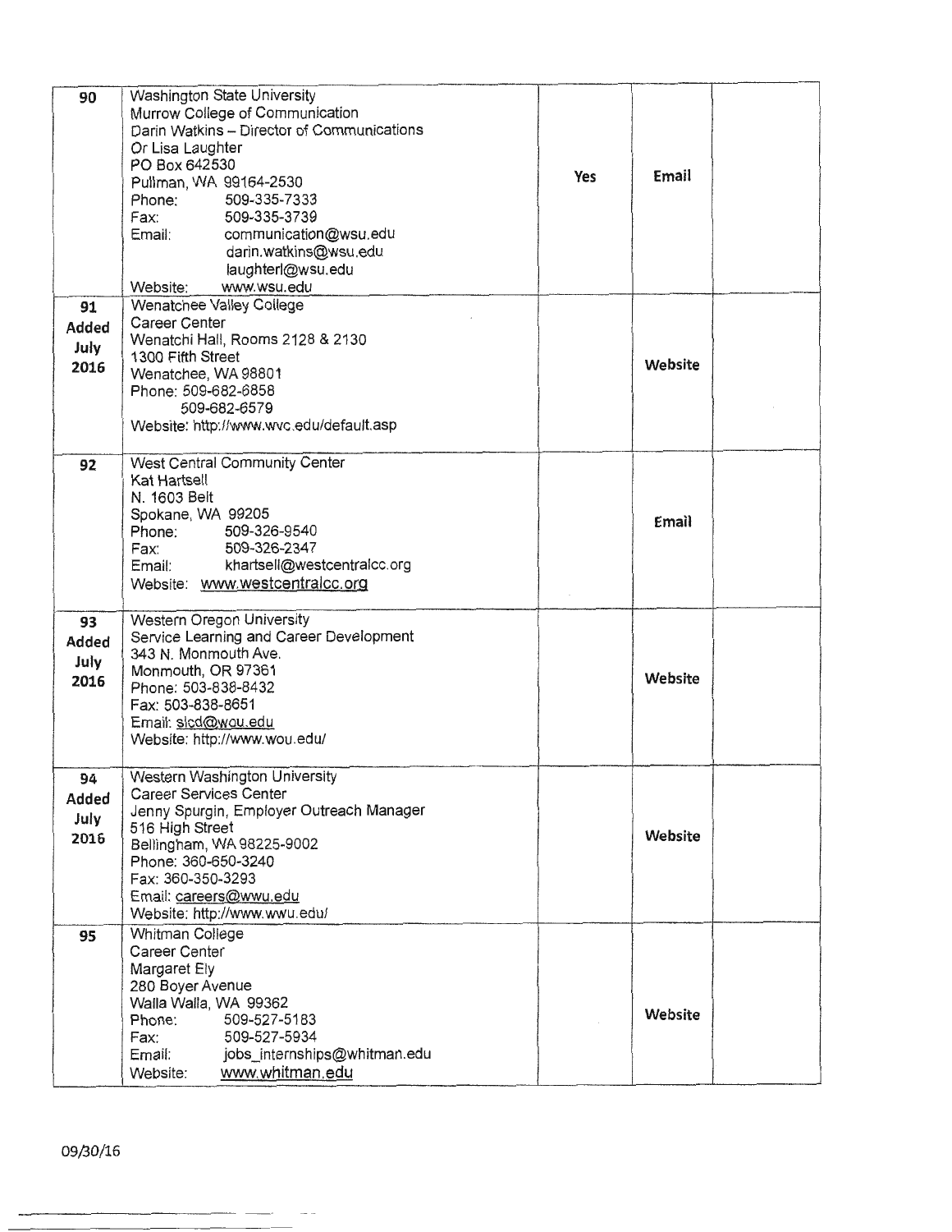| | | | | |
|---|---|---|---|---|
| 90 | Washington State University<br>Murrow College of Communication<br>Darin Watkins – Director of Communications<br>Or Lisa Laughter<br>PO Box 642530<br>Pullman, WA 99164-2530<br>Phone: 509-335-7333<br>Fax: 509-335-3739<br>Email: communication@wsu.edu<br>darin.watkins@wsu.edu<br>laughterl@wsu.edu<br>Website: www.wsu.edu | Yes | Email | |
| 91<br>Added<br>July<br>2016 | Wenatchee Valley College<br>Career Center<br>Wenatchi Hall, Rooms 2128 & 2130<br>1300 Fifth Street<br>Wenatchee, WA 98801<br>Phone: 509-682-6858<br>509-682-6579<br>Website: http://www.wvc.edu/default.asp | | Website | |
| 92 | West Central Community Center<br>Kat Hartsell<br>N. 1603 Belt<br>Spokane, WA 99205<br>Phone: 509-326-9540<br>Fax: 509-326-2347<br>Email: khartsell@westcentralcc.org<br>Website: www.westcentralcc.org | | Email | |
| 93<br>Added<br>July<br>2016 | Western Oregon University<br>Service Learning and Career Development<br>343 N. Monmouth Ave.<br>Monmouth, OR 97361<br>Phone: 503-838-8432<br>Fax: 503-838-8651<br>Email: slcd@wou.edu<br>Website: http://www.wou.edu/ | | Website | |
| 94<br>Added<br>July<br>2016 | Western Washington University<br>Career Services Center<br>Jenny Spurgin, Employer Outreach Manager<br>516 High Street<br>Bellingham, WA 98225-9002<br>Phone: 360-650-3240<br>Fax: 360-350-3293<br>Email: careers@wwu.edu<br>Website: http://www.wwu.edu/ | | Website | |
| 95 | Whitman College<br>Career Center<br>Margaret Ely<br>280 Boyer Avenue<br>Walla Walla, WA 99362<br>Phone: 509-527-5183<br>Fax: 509-527-5934<br>Email: jobs_internships@whitman.edu<br>Website: www.whitman.edu | | Website | |

09/30/16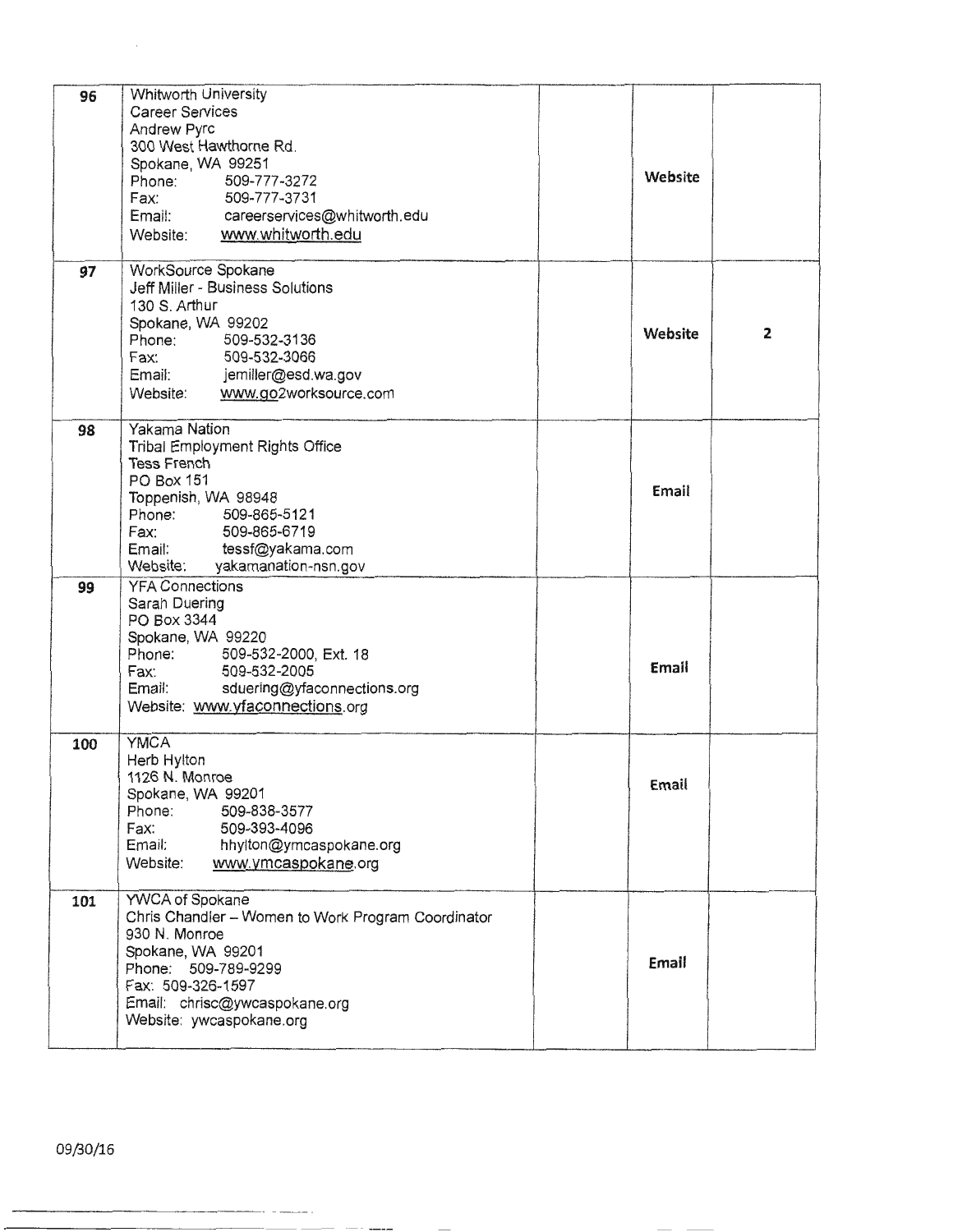| | | | | |
|---|---|---|---|---|
| 96 | Whitworth University<br>Career Services<br>Andrew Pyrc<br>300 West Hawthorne Rd.<br>Spokane, WA 99251<br>Phone: 509-777-3272<br>Fax: 509-777-3731<br>Email: careerservices@whitworth.edu<br>Website: www.whitworth.edu | | **Website** | |
| 97 | WorkSource Spokane<br>Jeff Miller - Business Solutions<br>130 S. Arthur<br>Spokane, WA 99202<br>Phone: 509-532-3136<br>Fax: 509-532-3066<br>Email: jemiller@esd.wa.gov<br>Website: www.go2worksource.com | | **Website** | **2** |
| 98 | Yakama Nation<br>Tribal Employment Rights Office<br>Tess French<br>PO Box 151<br>Toppenish, WA 98948<br>Phone: 509-865-5121<br>Fax: 509-865-6719<br>Email: tessf@yakama.com<br>Website: yakamanation-nsn.gov | | **Email** | |
| 99 | YFA Connections<br>Sarah Duering<br>PO Box 3344<br>Spokane, WA 99220<br>Phone: 509-532-2000, Ext. 18<br>Fax: 509-532-2005<br>Email: sduering@yfaconnections.org<br>Website: www.yfaconnections.org | | **Email** | |
| 100 | YMCA<br>Herb Hylton<br>1126 N. Monroe<br>Spokane, WA 99201<br>Phone: 509-838-3577<br>Fax: 509-393-4096<br>Email: hhylton@ymcaspokane.org<br>Website: www.ymcaspokane.org | | **Email** | |
| 101 | YWCA of Spokane<br>Chris Chandler – Women to Work Program Coordinator<br>930 N. Monroe<br>Spokane, WA 99201<br>Phone: 509-789-9299<br>Fax: 509-326-1597<br>Email: chrisc@ywcaspokane.org<br>Website: ywcaspokane.org | | **Email** | |

09/30/16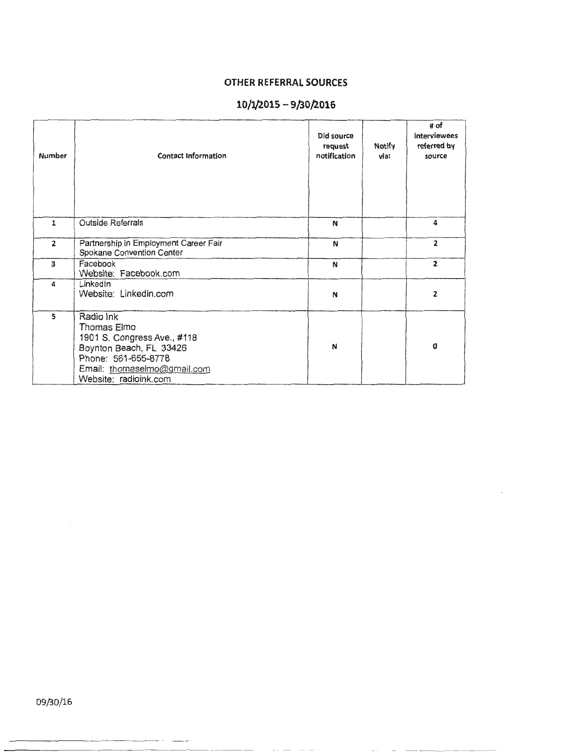# OTHER REFERRAL SOURCES

## 10/1/2015 – 9/30/2016

| Number | Contact Information | Did source request notification | Notify via: | # of interviewees referred by source |
|---|---|---|---|---|
| 1 | Outside Referrals | N | | 4 |
| 2 | Partnership in Employment Career Fair<br>Spokane Convention Center | N | | 2 |
| 3 | Facebook<br>Website: Facebook.com | N | | 2 |
| 4 | LinkedIn<br>Website: Linkedin.com | N | | 2 |
| 5 | Radio Ink<br>Thomas Elmo<br>1901 S. Congress Ave., #118<br>Boynton Beach, FL 33426<br>Phone: 561-655-8778<br>Email: thomaselmo@gmail.com<br>Website: radioink.com | N | | 0 |

09/30/16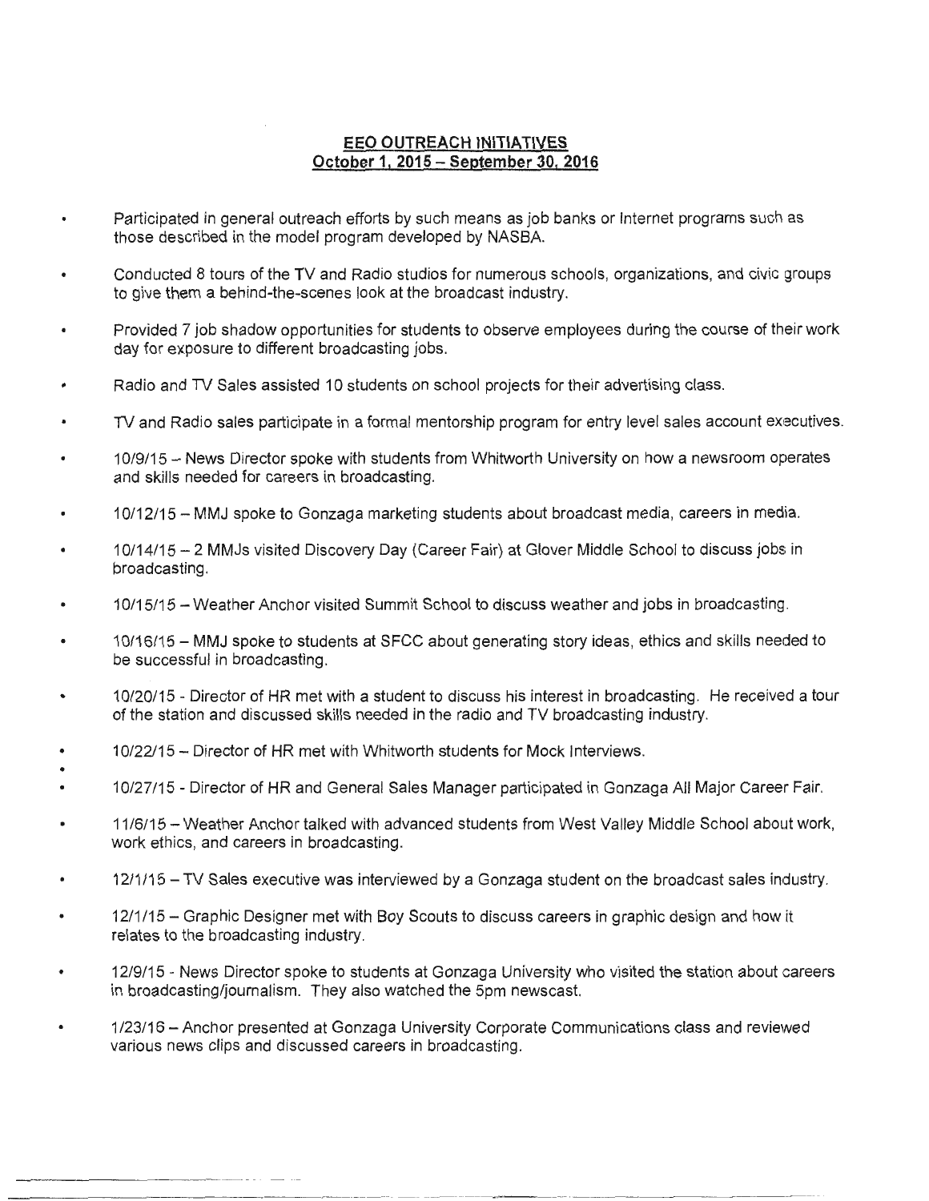## EEO OUTREACH INITIATIVES
## October 1, 2015 – September 30, 2016

- Participated in general outreach efforts by such means as job banks or Internet programs such as those described in the model program developed by NASBA.
- Conducted 8 tours of the TV and Radio studios for numerous schools, organizations, and civic groups to give them a behind-the-scenes look at the broadcast industry.
- Provided 7 job shadow opportunities for students to observe employees during the course of their work day for exposure to different broadcasting jobs.
- Radio and TV Sales assisted 10 students on school projects for their advertising class.
- TV and Radio sales participate in a formal mentorship program for entry level sales account executives.
- 10/9/15 – News Director spoke with students from Whitworth University on how a newsroom operates and skills needed for careers in broadcasting.
- 10/12/15 – MMJ spoke to Gonzaga marketing students about broadcast media, careers in media.
- 10/14/15 – 2 MMJs visited Discovery Day (Career Fair) at Glover Middle School to discuss jobs in broadcasting.
- 10/15/15 – Weather Anchor visited Summit School to discuss weather and jobs in broadcasting.
- 10/16/15 – MMJ spoke to students at SFCC about generating story ideas, ethics and skills needed to be successful in broadcasting.
- 10/20/15 - Director of HR met with a student to discuss his interest in broadcasting. He received a tour of the station and discussed skills needed in the radio and TV broadcasting industry.
- 10/22/15 – Director of HR met with Whitworth students for Mock Interviews.
- 10/27/15 - Director of HR and General Sales Manager participated in Gonzaga All Major Career Fair.
- 11/6/15 – Weather Anchor talked with advanced students from West Valley Middle School about work, work ethics, and careers in broadcasting.
- 12/1/15 – TV Sales executive was interviewed by a Gonzaga student on the broadcast sales industry.
- 12/1/15 – Graphic Designer met with Boy Scouts to discuss careers in graphic design and how it relates to the broadcasting industry.
- 12/9/15 - News Director spoke to students at Gonzaga University who visited the station about careers in broadcasting/journalism. They also watched the 5pm newscast.
- 1/23/16 – Anchor presented at Gonzaga University Corporate Communications class and reviewed various news clips and discussed careers in broadcasting.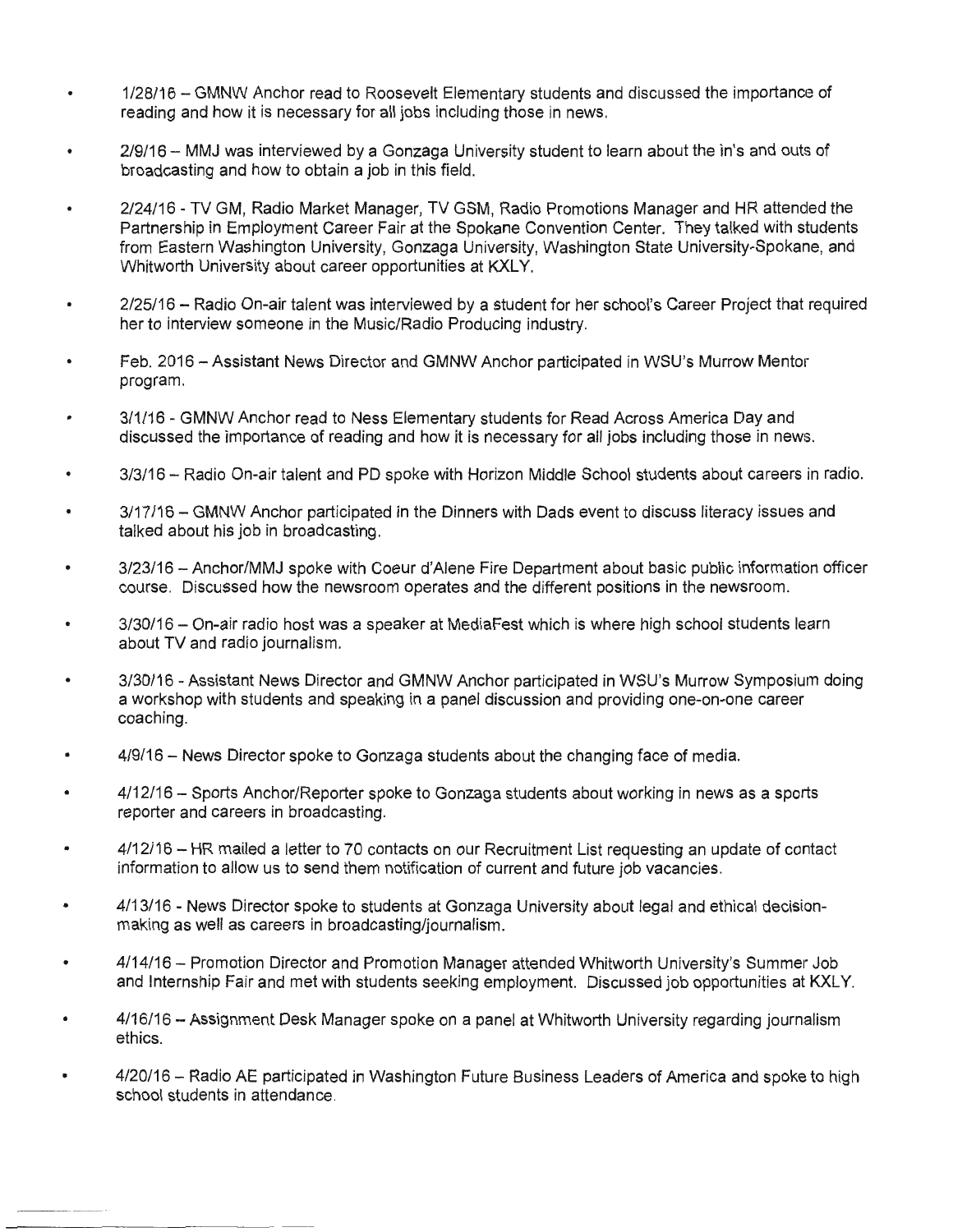- 1/28/16 – GMNW Anchor read to Roosevelt Elementary students and discussed the importance of reading and how it is necessary for all jobs including those in news.
- 2/9/16 – MMJ was interviewed by a Gonzaga University student to learn about the in's and outs of broadcasting and how to obtain a job in this field.
- 2/24/16 - TV GM, Radio Market Manager, TV GSM, Radio Promotions Manager and HR attended the Partnership in Employment Career Fair at the Spokane Convention Center. They talked with students from Eastern Washington University, Gonzaga University, Washington State University-Spokane, and Whitworth University about career opportunities at KXLY.
- 2/25/16 – Radio On-air talent was interviewed by a student for her school's Career Project that required her to interview someone in the Music/Radio Producing industry.
- Feb. 2016 – Assistant News Director and GMNW Anchor participated in WSU's Murrow Mentor program.
- 3/1/16 - GMNW Anchor read to Ness Elementary students for Read Across America Day and discussed the importance of reading and how it is necessary for all jobs including those in news.
- 3/3/16 – Radio On-air talent and PD spoke with Horizon Middle School students about careers in radio.
- 3/17/16 – GMNW Anchor participated in the Dinners with Dads event to discuss literacy issues and talked about his job in broadcasting.
- 3/23/16 – Anchor/MMJ spoke with Coeur d'Alene Fire Department about basic public information officer course. Discussed how the newsroom operates and the different positions in the newsroom.
- 3/30/16 – On-air radio host was a speaker at MediaFest which is where high school students learn about TV and radio journalism.
- 3/30/16 - Assistant News Director and GMNW Anchor participated in WSU's Murrow Symposium doing a workshop with students and speaking in a panel discussion and providing one-on-one career coaching.
- 4/9/16 – News Director spoke to Gonzaga students about the changing face of media.
- 4/12/16 – Sports Anchor/Reporter spoke to Gonzaga students about working in news as a sports reporter and careers in broadcasting.
- 4/12/16 – HR mailed a letter to 70 contacts on our Recruitment List requesting an update of contact information to allow us to send them notification of current and future job vacancies.
- 4/13/16 - News Director spoke to students at Gonzaga University about legal and ethical decision-making as well as careers in broadcasting/journalism.
- 4/14/16 – Promotion Director and Promotion Manager attended Whitworth University's Summer Job and Internship Fair and met with students seeking employment. Discussed job opportunities at KXLY.
- 4/16/16 – Assignment Desk Manager spoke on a panel at Whitworth University regarding journalism ethics.
- 4/20/16 – Radio AE participated in Washington Future Business Leaders of America and spoke to high school students in attendance.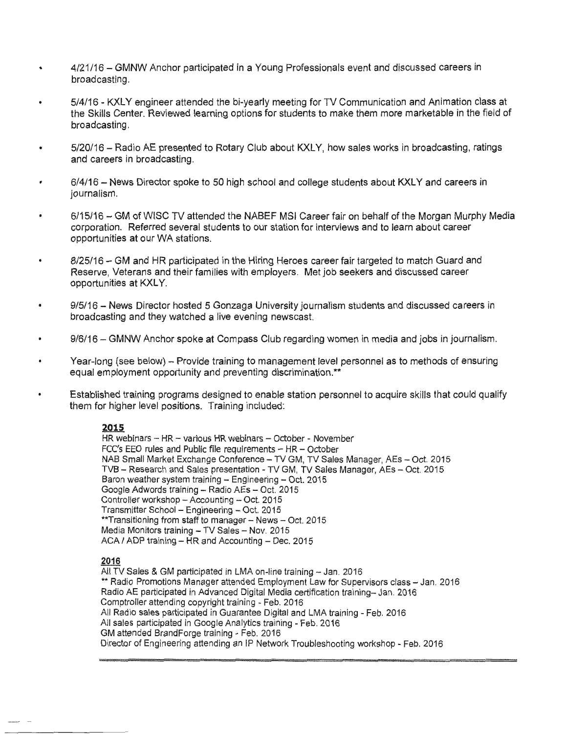- 4/21/16 – GMNW Anchor participated in a Young Professionals event and discussed careers in broadcasting.

- 5/4/16 - KXLY engineer attended the bi-yearly meeting for TV Communication and Animation class at the Skills Center. Reviewed learning options for students to make them more marketable in the field of broadcasting.

- 5/20/16 – Radio AE presented to Rotary Club about KXLY, how sales works in broadcasting, ratings and careers in broadcasting.

- 6/4/16 – News Director spoke to 50 high school and college students about KXLY and careers in journalism.

- 6/15/16 – GM of WISC TV attended the NABEF MSI Career fair on behalf of the Morgan Murphy Media corporation. Referred several students to our station for interviews and to learn about career opportunities at our WA stations.

- 8/25/16 – GM and HR participated in the Hiring Heroes career fair targeted to match Guard and Reserve, Veterans and their families with employers. Met job seekers and discussed career opportunities at KXLY.

- 9/5/16 – News Director hosted 5 Gonzaga University journalism students and discussed careers in broadcasting and they watched a live evening newscast.

- 9/6/16 – GMNW Anchor spoke at Compass Club regarding women in media and jobs in journalism.

- Year-long (see below) – Provide training to management level personnel as to methods of ensuring equal employment opportunity and preventing discrimination.**

- Established training programs designed to enable station personnel to acquire skills that could qualify them for higher level positions. Training included:

**2015**
HR webinars – HR – various HR webinars – October - November
FCC's EEO rules and Public file requirements – HR – October
NAB Small Market Exchange Conference – TV GM, TV Sales Manager, AEs – Oct. 2015
TVB – Research and Sales presentation - TV GM, TV Sales Manager, AEs – Oct. 2015
Baron weather system training – Engineering – Oct. 2015
Google Adwords training – Radio AEs – Oct. 2015
Controller workshop – Accounting – Oct. 2015
Transmitter School – Engineering – Oct. 2015
**Transitioning from staff to manager – News – Oct. 2015
Media Monitors training – TV Sales – Nov. 2015
ACA / ADP training – HR and Accounting – Dec. 2015

**2016**
All TV Sales & GM participated in LMA on-line training – Jan. 2016
** Radio Promotions Manager attended Employment Law for Supervisors class – Jan. 2016
Radio AE participated in Advanced Digital Media certification training– Jan. 2016
Comptroller attending copyright training - Feb. 2016
All Radio sales participated in Guarantee Digital and LMA training - Feb. 2016
All sales participated in Google Analytics training - Feb. 2016
GM attended BrandForge training - Feb. 2016
Director of Engineering attending an IP Network Troubleshooting workshop - Feb. 2016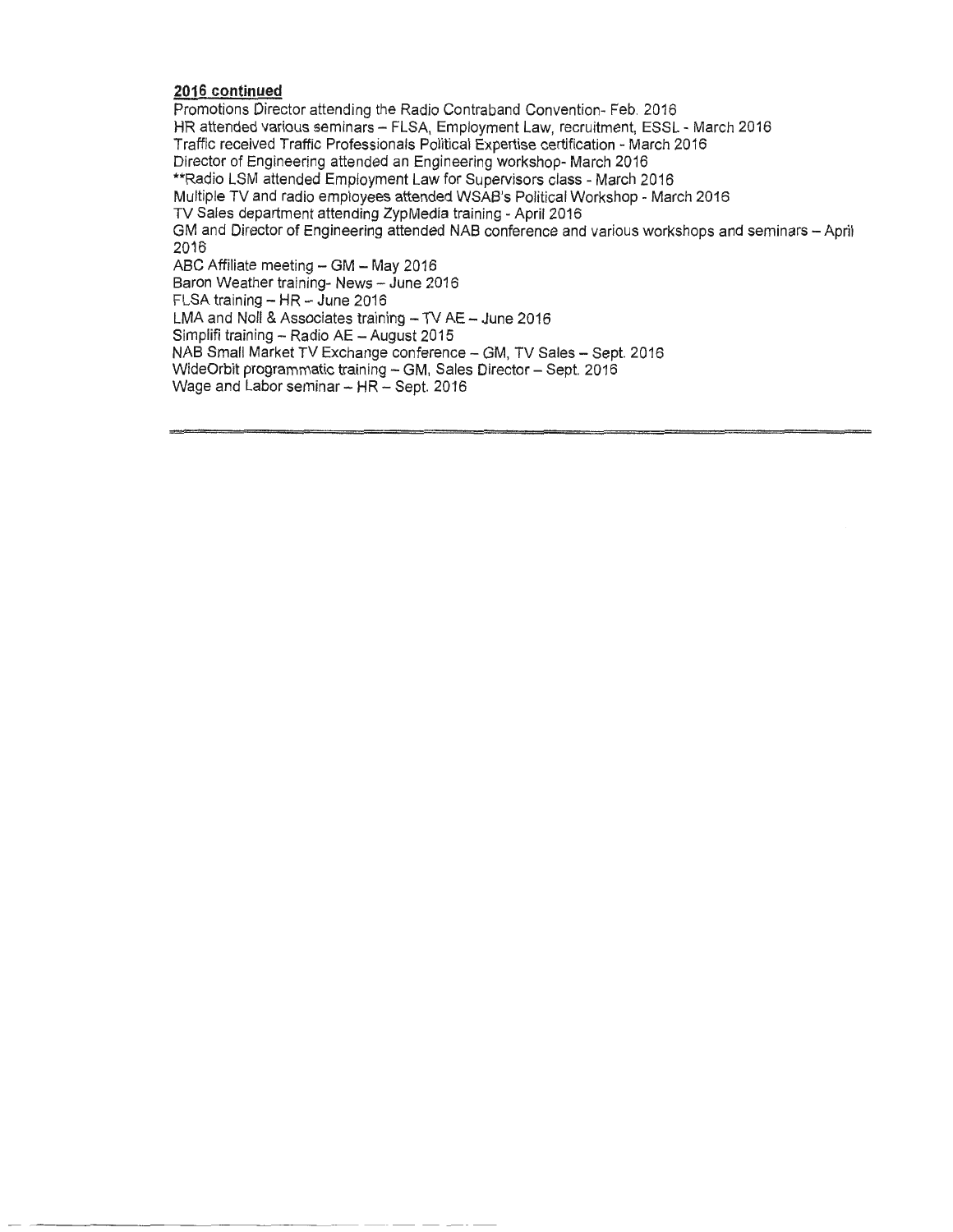**2016 continued**

Promotions Director attending the Radio Contraband Convention- Feb. 2016
HR attended various seminars – FLSA, Employment Law, recruitment, ESSL - March 2016
Traffic received Traffic Professionals Political Expertise certification - March 2016
Director of Engineering attended an Engineering workshop- March 2016
**Radio LSM attended Employment Law for Supervisors class - March 2016
Multiple TV and radio employees attended WSAB's Political Workshop - March 2016
TV Sales department attending ZypMedia training - April 2016
GM and Director of Engineering attended NAB conference and various workshops and seminars – April 2016
ABC Affiliate meeting – GM – May 2016
Baron Weather training- News – June 2016
FLSA training – HR – June 2016
LMA and Noll & Associates training – TV AE – June 2016
Simplifi training – Radio AE – August 2015
NAB Small Market TV Exchange conference – GM, TV Sales – Sept. 2016
WideOrbit programmatic training – GM, Sales Director – Sept. 2016
Wage and Labor seminar – HR – Sept. 2016